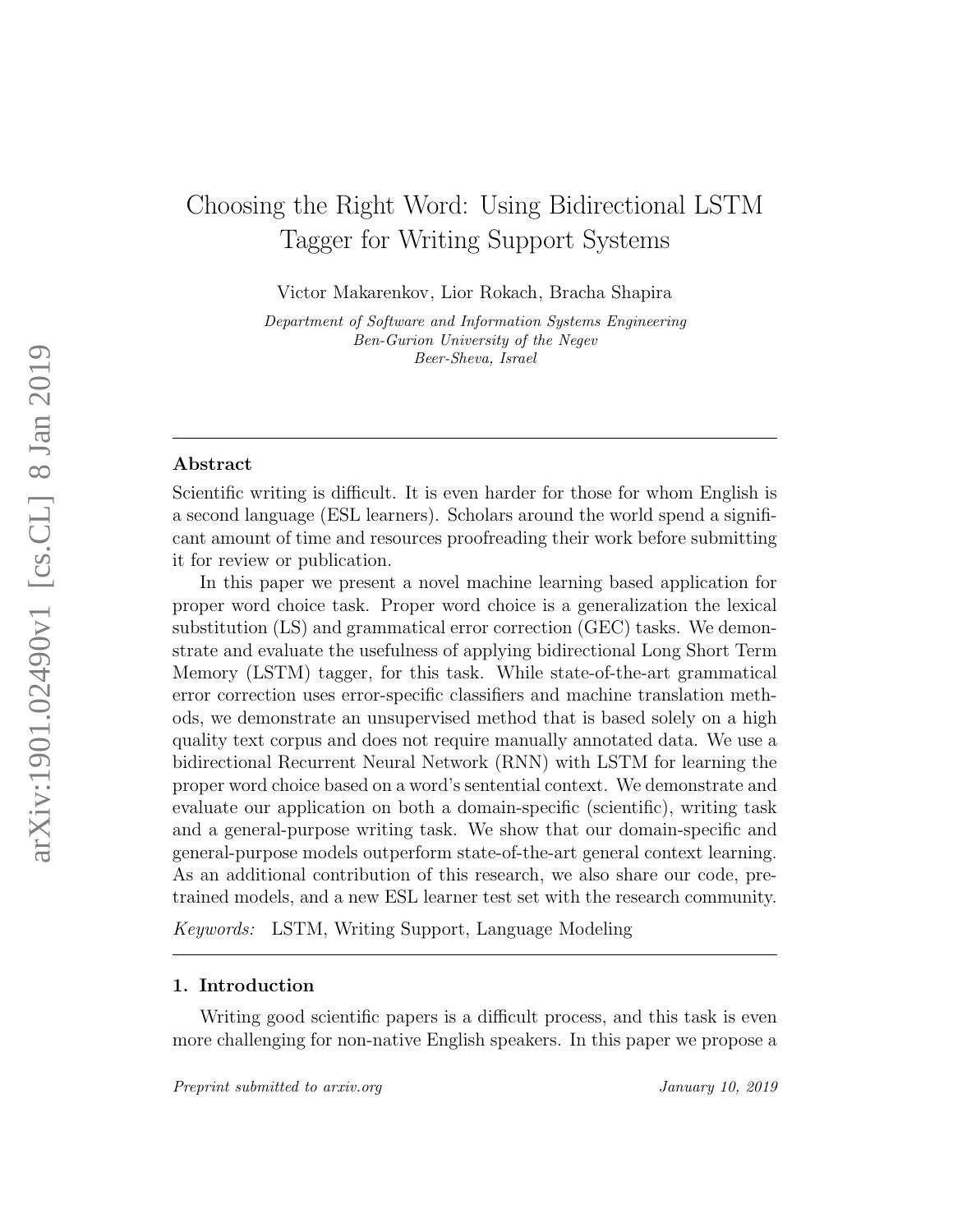# Choosing the Right Word: Using Bidirectional LSTM Tagger for Writing Support Systems

Victor Makarenkov, Lior Rokach, Bracha Shapira

*Department of Software and Information Systems Engineering*
*Ben-Gurion University of the Negev*
*Beer-Sheva, Israel*

---

## Abstract

Scientific writing is difficult. It is even harder for those for whom English is a second language (ESL learners). Scholars around the world spend a significant amount of time and resources proofreading their work before submitting it for review or publication.

In this paper we present a novel machine learning based application for proper word choice task. Proper word choice is a generalization the lexical substitution (LS) and grammatical error correction (GEC) tasks. We demonstrate and evaluate the usefulness of applying bidirectional Long Short Term Memory (LSTM) tagger, for this task. While state-of-the-art grammatical error correction uses error-specific classifiers and machine translation methods, we demonstrate an unsupervised method that is based solely on a high quality text corpus and does not require manually annotated data. We use a bidirectional Recurrent Neural Network (RNN) with LSTM for learning the proper word choice based on a word's sentential context. We demonstrate and evaluate our application on both a domain-specific (scientific), writing task and a general-purpose writing task. We show that our domain-specific and general-purpose models outperform state-of-the-art general context learning. As an additional contribution of this research, we also share our code, pre-trained models, and a new ESL learner test set with the research community.

*Keywords:* LSTM, Writing Support, Language Modeling

---

## 1. Introduction

Writing good scientific papers is a difficult process, and this task is even more challenging for non-native English speakers. In this paper we propose a

*Preprint submitted to arxiv.org* *January 10, 2019*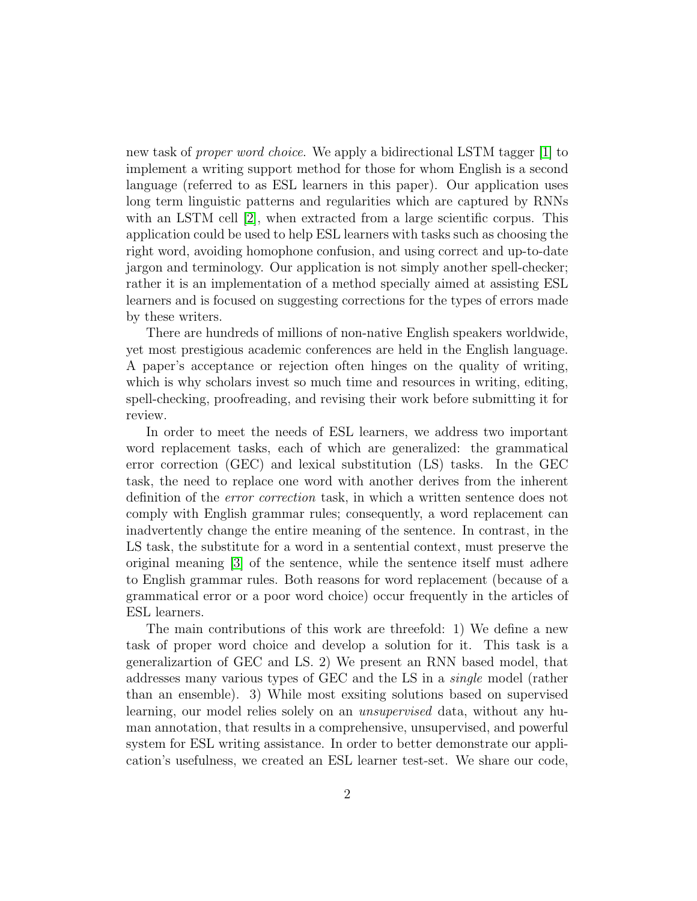new task of *proper word choice*. We apply a bidirectional LSTM tagger [1] to implement a writing support method for those for whom English is a second language (referred to as ESL learners in this paper). Our application uses long term linguistic patterns and regularities which are captured by RNNs with an LSTM cell [2], when extracted from a large scientific corpus. This application could be used to help ESL learners with tasks such as choosing the right word, avoiding homophone confusion, and using correct and up-to-date jargon and terminology. Our application is not simply another spell-checker; rather it is an implementation of a method specially aimed at assisting ESL learners and is focused on suggesting corrections for the types of errors made by these writers.

There are hundreds of millions of non-native English speakers worldwide, yet most prestigious academic conferences are held in the English language. A paper's acceptance or rejection often hinges on the quality of writing, which is why scholars invest so much time and resources in writing, editing, spell-checking, proofreading, and revising their work before submitting it for review.

In order to meet the needs of ESL learners, we address two important word replacement tasks, each of which are generalized: the grammatical error correction (GEC) and lexical substitution (LS) tasks. In the GEC task, the need to replace one word with another derives from the inherent definition of the *error correction* task, in which a written sentence does not comply with English grammar rules; consequently, a word replacement can inadvertently change the entire meaning of the sentence. In contrast, in the LS task, the substitute for a word in a sentential context, must preserve the original meaning [3] of the sentence, while the sentence itself must adhere to English grammar rules. Both reasons for word replacement (because of a grammatical error or a poor word choice) occur frequently in the articles of ESL learners.

The main contributions of this work are threefold: 1) We define a new task of proper word choice and develop a solution for it. This task is a generalizartion of GEC and LS. 2) We present an RNN based model, that addresses many various types of GEC and the LS in a *single* model (rather than an ensemble). 3) While most exsiting solutions based on supervised learning, our model relies solely on an *unsupervised* data, without any human annotation, that results in a comprehensive, unsupervised, and powerful system for ESL writing assistance. In order to better demonstrate our application's usefulness, we created an ESL learner test-set. We share our code,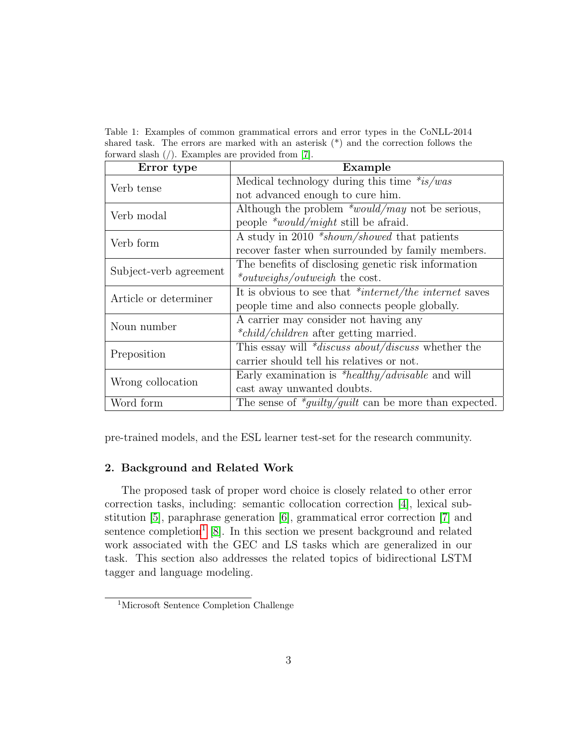Table 1: Examples of common grammatical errors and error types in the CoNLL-2014 shared task. The errors are marked with an asterisk (*) and the correction follows the forward slash (/). Examples are provided from [7].

| Error type | Example |
| --- | --- |
| Verb tense | Medical technology during this time *\*is/was* not advanced enough to cure him. |
| Verb modal | Although the problem *\*would/may* not be serious, people *\*would/might* still be afraid. |
| Verb form | A study in 2010 *\*shown/showed* that patients recover faster when surrounded by family members. |
| Subject-verb agreement | The benefits of disclosing genetic risk information *\*outweighs/outweigh* the cost. |
| Article or determiner | It is obvious to see that *\*internet/the internet* saves people time and also connects people globally. |
| Noun number | A carrier may consider not having any *\*child/children* after getting married. |
| Preposition | This essay will *\*discuss about/discuss* whether the carrier should tell his relatives or not. |
| Wrong collocation | Early examination is *\*healthy/advisable* and will cast away unwanted doubts. |
| Word form | The sense of *\*guilty/guilt* can be more than expected. |

pre-trained models, and the ESL learner test-set for the research community.

## 2. Background and Related Work

The proposed task of proper word choice is closely related to other error correction tasks, including: semantic collocation correction [4], lexical substitution [5], paraphrase generation [6], grammatical error correction [7] and sentence completion[1] [8]. In this section we present background and related work associated with the GEC and LS tasks which are generalized in our task. This section also addresses the related topics of bidirectional LSTM tagger and language modeling.

[1] Microsoft Sentence Completion Challenge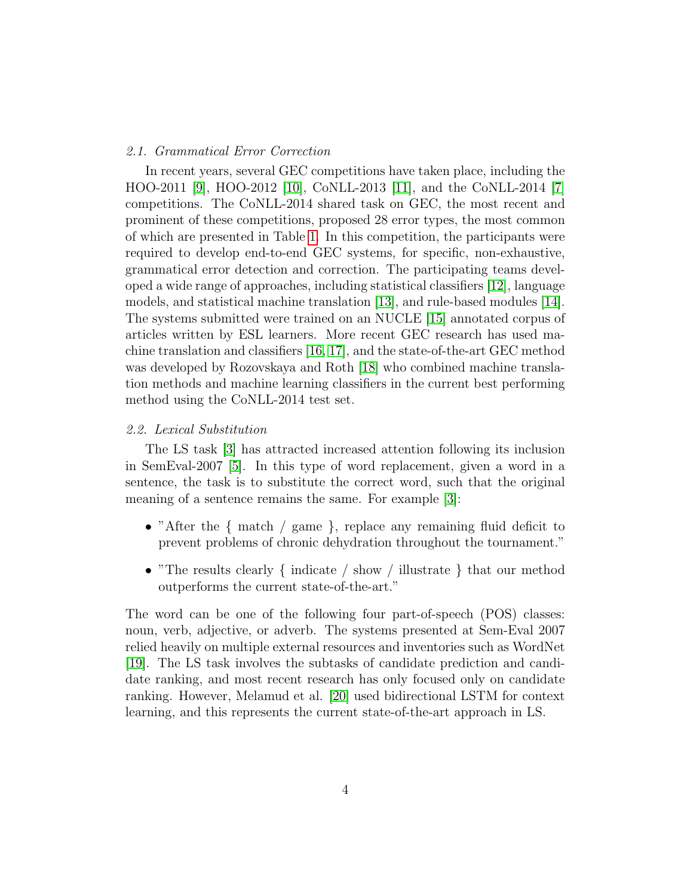### 2.1. Grammatical Error Correction

In recent years, several GEC competitions have taken place, including the HOO-2011 [9], HOO-2012 [10], CoNLL-2013 [11], and the CoNLL-2014 [7] competitions. The CoNLL-2014 shared task on GEC, the most recent and prominent of these competitions, proposed 28 error types, the most common of which are presented in Table 1. In this competition, the participants were required to develop end-to-end GEC systems, for specific, non-exhaustive, grammatical error detection and correction. The participating teams developed a wide range of approaches, including statistical classifiers [12], language models, and statistical machine translation [13], and rule-based modules [14]. The systems submitted were trained on an NUCLE [15] annotated corpus of articles written by ESL learners. More recent GEC research has used machine translation and classifiers [16, 17], and the state-of-the-art GEC method was developed by Rozovskaya and Roth [18] who combined machine translation methods and machine learning classifiers in the current best performing method using the CoNLL-2014 test set.

### 2.2. Lexical Substitution

The LS task [3] has attracted increased attention following its inclusion in SemEval-2007 [5]. In this type of word replacement, given a word in a sentence, the task is to substitute the correct word, such that the original meaning of a sentence remains the same. For example [3]:

- "After the { match / game }, replace any remaining fluid deficit to prevent problems of chronic dehydration throughout the tournament."
- "The results clearly { indicate / show / illustrate } that our method outperforms the current state-of-the-art."

The word can be one of the following four part-of-speech (POS) classes: noun, verb, adjective, or adverb. The systems presented at Sem-Eval 2007 relied heavily on multiple external resources and inventories such as WordNet [19]. The LS task involves the subtasks of candidate prediction and candidate ranking, and most recent research has only focused only on candidate ranking. However, Melamud et al. [20] used bidirectional LSTM for context learning, and this represents the current state-of-the-art approach in LS.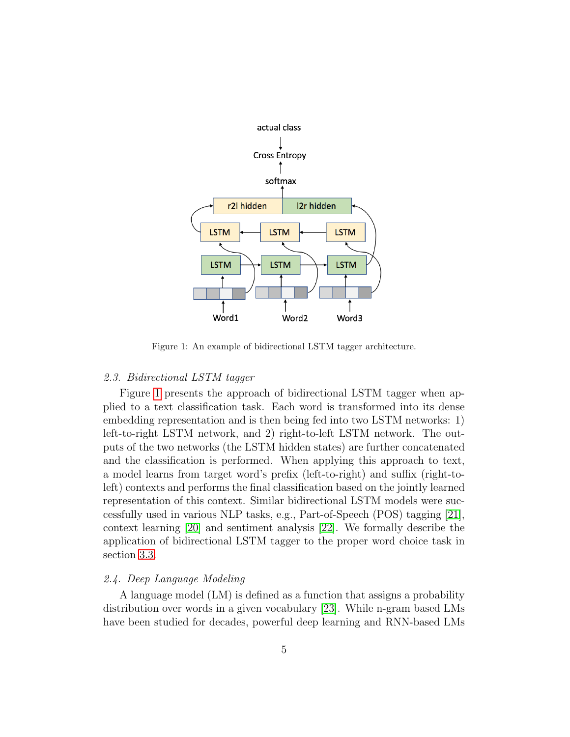Figure 1: An example of bidirectional LSTM tagger architecture.

### 2.3. Bidirectional LSTM tagger

Figure 1 presents the approach of bidirectional LSTM tagger when applied to a text classification task. Each word is transformed into its dense embedding representation and is then being fed into two LSTM networks: 1) left-to-right LSTM network, and 2) right-to-left LSTM network. The outputs of the two networks (the LSTM hidden states) are further concatenated and the classification is performed. When applying this approach to text, a model learns from target word's prefix (left-to-right) and suffix (right-to-left) contexts and performs the final classification based on the jointly learned representation of this context. Similar bidirectional LSTM models were successfully used in various NLP tasks, e.g., Part-of-Speech (POS) tagging [21], context learning [20] and sentiment analysis [22]. We formally describe the application of bidirectional LSTM tagger to the proper word choice task in section 3.3.

### 2.4. Deep Language Modeling

A language model (LM) is defined as a function that assigns a probability distribution over words in a given vocabulary [23]. While n-gram based LMs have been studied for decades, powerful deep learning and RNN-based LMs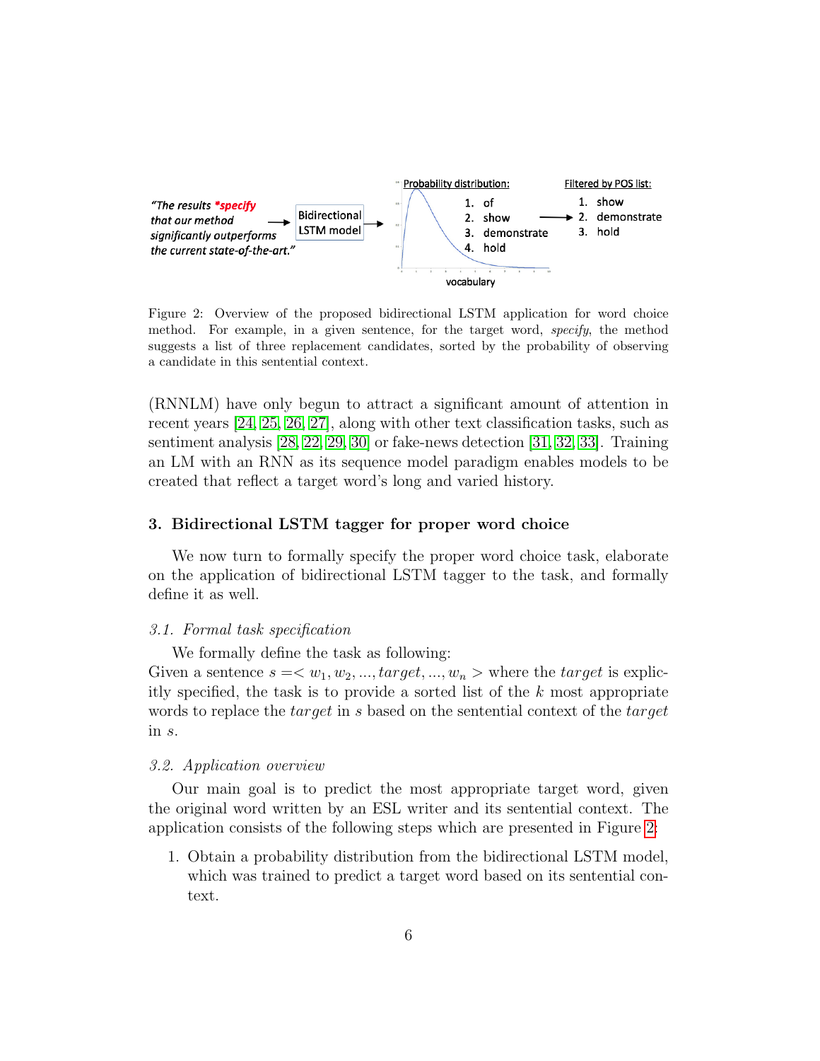"The results *specify that our method significantly outperforms the current state-of-the-art." → Bidirectional LSTM model → Probability distribution: 1. of 2. show 3. demonstrate 4. hold → Filtered by POS list: 1. show 2. demonstrate 3. hold

Figure 2: Overview of the proposed bidirectional LSTM application for word choice method. For example, in a given sentence, for the target word, *specify*, the method suggests a list of three replacement candidates, sorted by the probability of observing a candidate in this sentential context.

(RNNLM) have only begun to attract a significant amount of attention in recent years [24, 25, 26, 27], along with other text classification tasks, such as sentiment analysis [28, 22, 29, 30] or fake-news detection [31, 32, 33]. Training an LM with an RNN as its sequence model paradigm enables models to be created that reflect a target word's long and varied history.

## 3. Bidirectional LSTM tagger for proper word choice

We now turn to formally specify the proper word choice task, elaborate on the application of bidirectional LSTM tagger to the task, and formally define it as well.

### 3.1. Formal task specification

We formally define the task as following:
Given a sentence $s =< w_1, w_2, ..., target, ..., w_n >$ where the $target$ is explicitly specified, the task is to provide a sorted list of the $k$ most appropriate words to replace the $target$ in $s$ based on the sentential context of the $target$ in $s$.

### 3.2. Application overview

Our main goal is to predict the most appropriate target word, given the original word written by an ESL writer and its sentential context. The application consists of the following steps which are presented in Figure 2:

1. Obtain a probability distribution from the bidirectional LSTM model, which was trained to predict a target word based on its sentential context.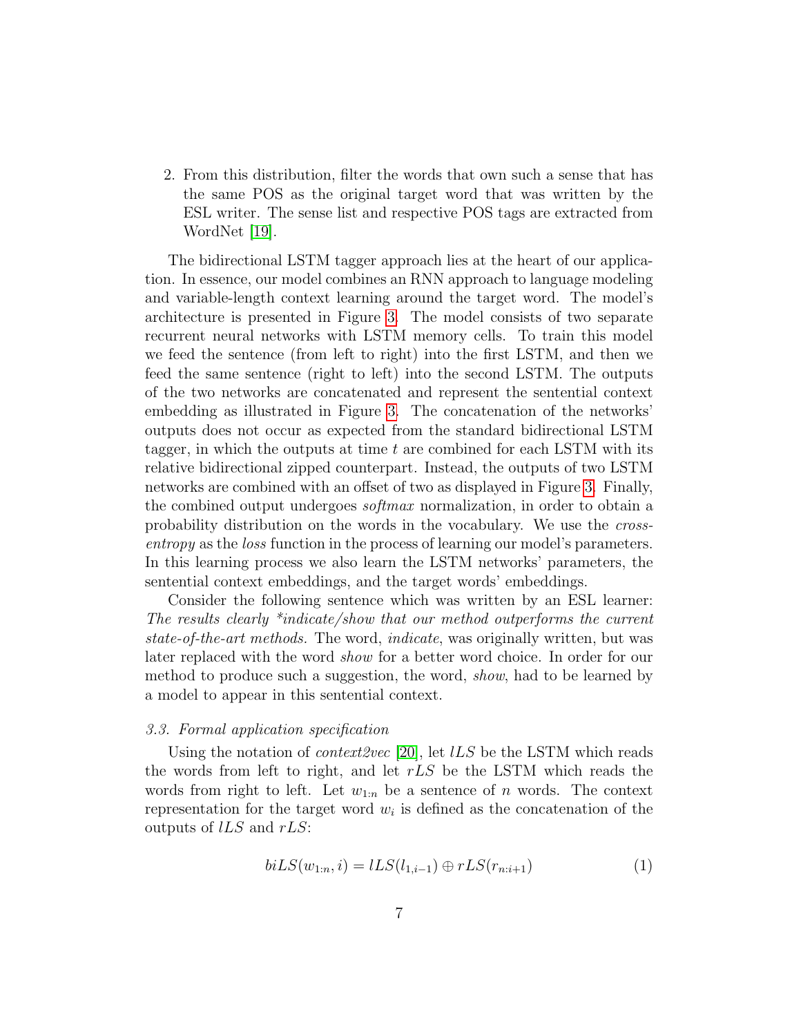2. From this distribution, filter the words that own such a sense that has the same POS as the original target word that was written by the ESL writer. The sense list and respective POS tags are extracted from WordNet [19].

The bidirectional LSTM tagger approach lies at the heart of our application. In essence, our model combines an RNN approach to language modeling and variable-length context learning around the target word. The model's architecture is presented in Figure 3. The model consists of two separate recurrent neural networks with LSTM memory cells. To train this model we feed the sentence (from left to right) into the first LSTM, and then we feed the same sentence (right to left) into the second LSTM. The outputs of the two networks are concatenated and represent the sentential context embedding as illustrated in Figure 3. The concatenation of the networks' outputs does not occur as expected from the standard bidirectional LSTM tagger, in which the outputs at time $t$ are combined for each LSTM with its relative bidirectional zipped counterpart. Instead, the outputs of two LSTM networks are combined with an offset of two as displayed in Figure 3. Finally, the combined output undergoes *softmax* normalization, in order to obtain a probability distribution on the words in the vocabulary. We use the *cross-entropy* as the *loss* function in the process of learning our model's parameters. In this learning process we also learn the LSTM networks' parameters, the sentential context embeddings, and the target words' embeddings.

Consider the following sentence which was written by an ESL learner: *The results clearly *indicate/show that our method outperforms the current state-of-the-art methods.* The word, *indicate*, was originally written, but was later replaced with the word *show* for a better word choice. In order for our method to produce such a suggestion, the word, *show*, had to be learned by a model to appear in this sentential context.

### 3.3. Formal application specification

Using the notation of *context2vec* [20], let $lLS$ be the LSTM which reads the words from left to right, and let $rLS$ be the LSTM which reads the words from right to left. Let $w_{1:n}$ be a sentence of $n$ words. The context representation for the target word $w_i$ is defined as the concatenation of the outputs of $lLS$ and $rLS$:

$$biLS(w_{1:n}, i) = lLS(l_{1,i-1}) \oplus rLS(r_{n:i+1}) \tag{1}$$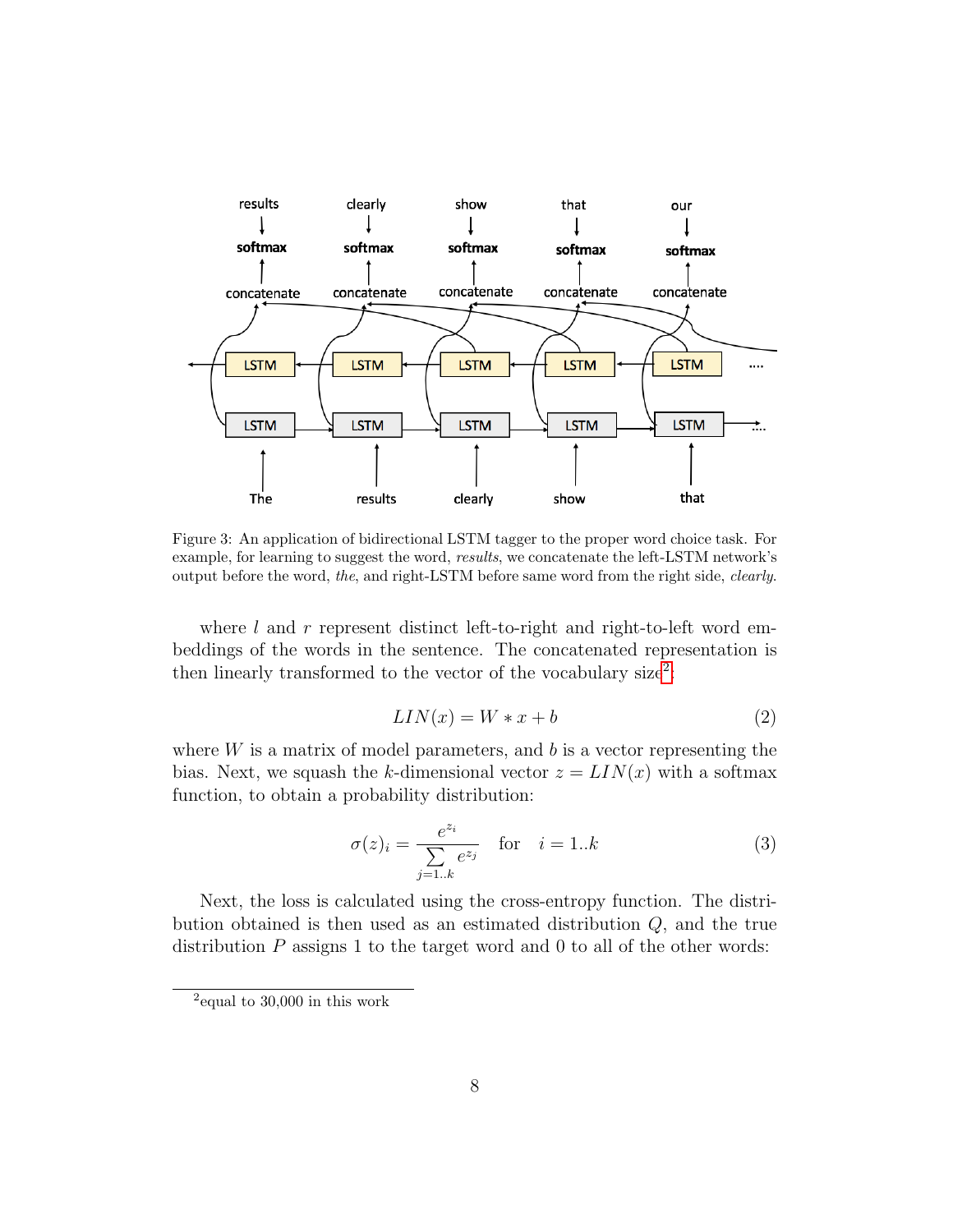Figure 3: An application of bidirectional LSTM tagger to the proper word choice task. For example, for learning to suggest the word, *results*, we concatenate the left-LSTM network's output before the word, *the*, and right-LSTM before same word from the right side, *clearly*.

where $l$ and $r$ represent distinct left-to-right and right-to-left word embeddings of the words in the sentence. The concatenated representation is then linearly transformed to the vector of the vocabulary size[2]:

$$LIN(x) = W * x + b \tag{2}$$

where $W$ is a matrix of model parameters, and $b$ is a vector representing the bias. Next, we squash the $k$-dimensional vector $z = LIN(x)$ with a softmax function, to obtain a probability distribution:

$$\sigma(z)_i = \frac{e^{z_i}}{\sum\limits_{j=1..k} e^{z_j}} \quad \text{for} \quad i = 1..k \tag{3}$$

Next, the loss is calculated using the cross-entropy function. The distribution obtained is then used as an estimated distribution $Q$, and the true distribution $P$ assigns 1 to the target word and 0 to all of the other words:

[2] equal to 30,000 in this work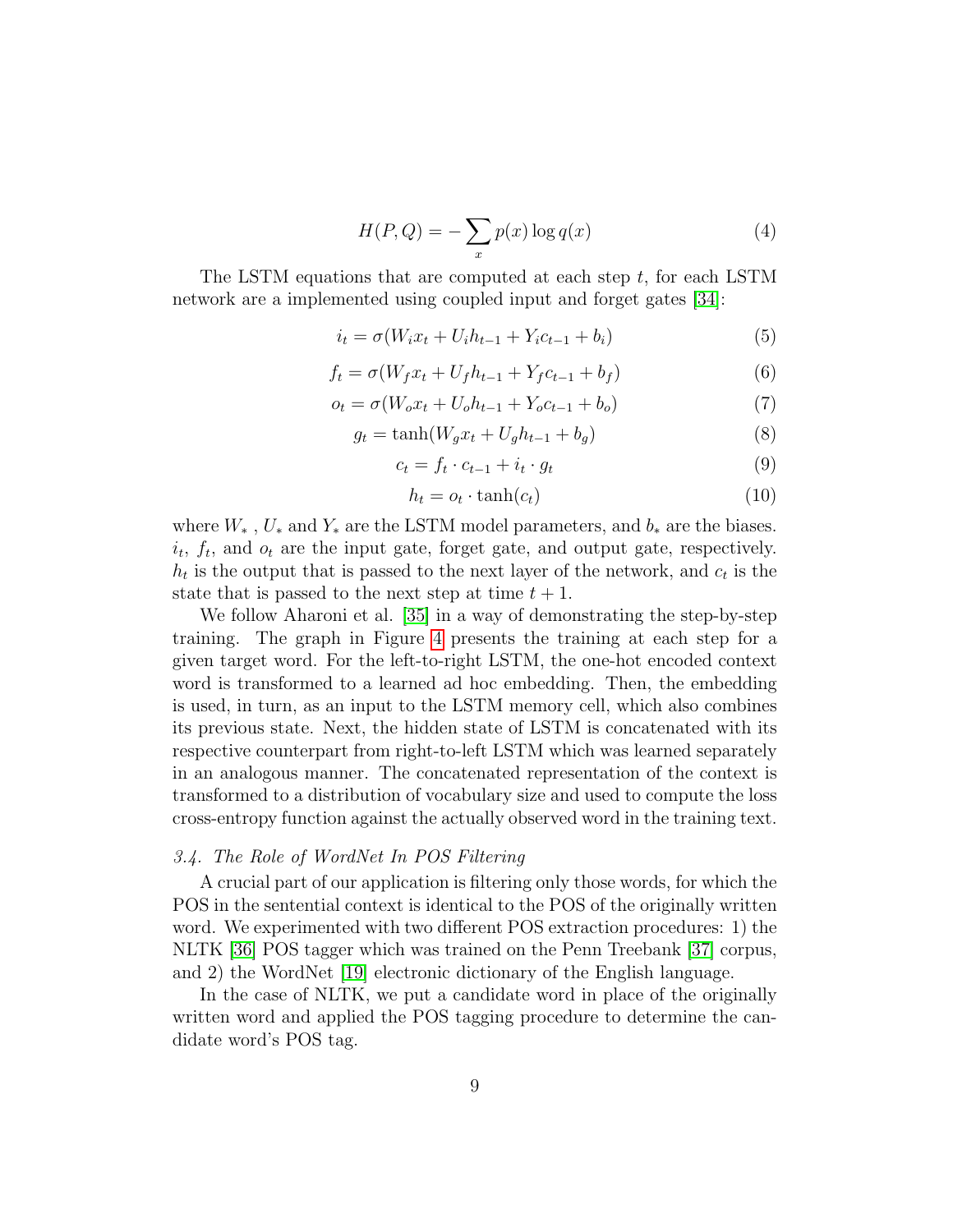$$H(P, Q) = -\sum_{x} p(x) \log q(x) \tag{4}$$

The LSTM equations that are computed at each step $t$, for each LSTM network are a implemented using coupled input and forget gates [34]:

$$i_t = \sigma(W_i x_t + U_i h_{t-1} + Y_i c_{t-1} + b_i) \tag{5}$$

$$f_t = \sigma(W_f x_t + U_f h_{t-1} + Y_f c_{t-1} + b_f) \tag{6}$$

$$o_t = \sigma(W_o x_t + U_o h_{t-1} + Y_o c_{t-1} + b_o) \tag{7}$$

$$g_t = \tanh(W_g x_t + U_g h_{t-1} + b_g) \tag{8}$$

$$c_t = f_t \cdot c_{t-1} + i_t \cdot g_t \tag{9}$$

$$h_t = o_t \cdot \tanh(c_t) \tag{10}$$

where $W_*$ , $U_*$ and $Y_*$ are the LSTM model parameters, and $b_*$ are the biases. $i_t$, $f_t$, and $o_t$ are the input gate, forget gate, and output gate, respectively. $h_t$ is the output that is passed to the next layer of the network, and $c_t$ is the state that is passed to the next step at time $t + 1$.

We follow Aharoni et al. [35] in a way of demonstrating the step-by-step training. The graph in Figure 4 presents the training at each step for a given target word. For the left-to-right LSTM, the one-hot encoded context word is transformed to a learned ad hoc embedding. Then, the embedding is used, in turn, as an input to the LSTM memory cell, which also combines its previous state. Next, the hidden state of LSTM is concatenated with its respective counterpart from right-to-left LSTM which was learned separately in an analogous manner. The concatenated representation of the context is transformed to a distribution of vocabulary size and used to compute the loss cross-entropy function against the actually observed word in the training text.

### *3.4. The Role of WordNet In POS Filtering*

A crucial part of our application is filtering only those words, for which the POS in the sentential context is identical to the POS of the originally written word. We experimented with two different POS extraction procedures: 1) the NLTK [36] POS tagger which was trained on the Penn Treebank [37] corpus, and 2) the WordNet [19] electronic dictionary of the English language.

In the case of NLTK, we put a candidate word in place of the originally written word and applied the POS tagging procedure to determine the candidate word's POS tag.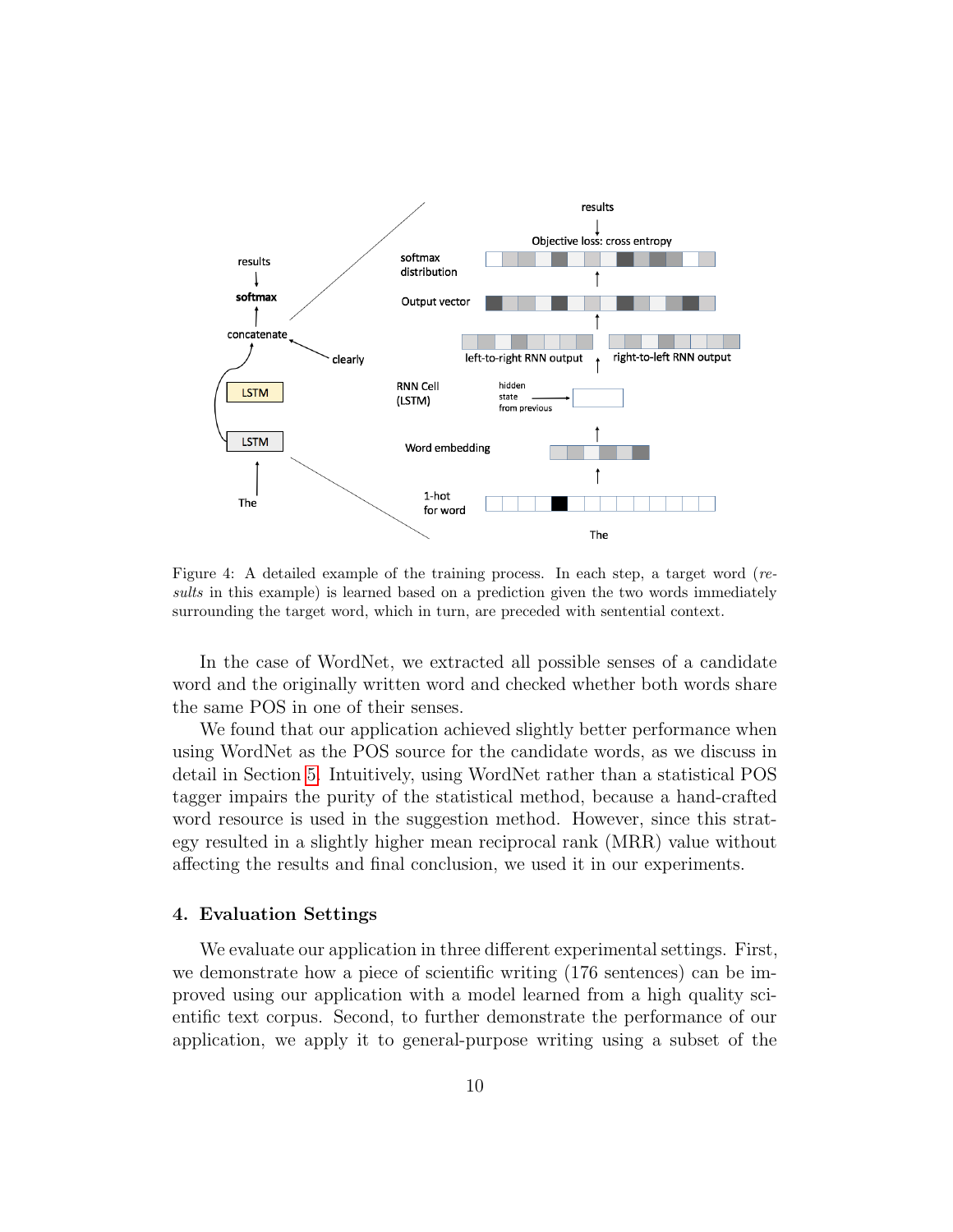Figure 4: A detailed example of the training process. In each step, a target word (*results* in this example) is learned based on a prediction given the two words immediately surrounding the target word, which in turn, are preceded with sentential context.

In the case of WordNet, we extracted all possible senses of a candidate word and the originally written word and checked whether both words share the same POS in one of their senses.

We found that our application achieved slightly better performance when using WordNet as the POS source for the candidate words, as we discuss in detail in Section 5. Intuitively, using WordNet rather than a statistical POS tagger impairs the purity of the statistical method, because a hand-crafted word resource is used in the suggestion method. However, since this strategy resulted in a slightly higher mean reciprocal rank (MRR) value without affecting the results and final conclusion, we used it in our experiments.

## 4. Evaluation Settings

We evaluate our application in three different experimental settings. First, we demonstrate how a piece of scientific writing (176 sentences) can be improved using our application with a model learned from a high quality scientific text corpus. Second, to further demonstrate the performance of our application, we apply it to general-purpose writing using a subset of the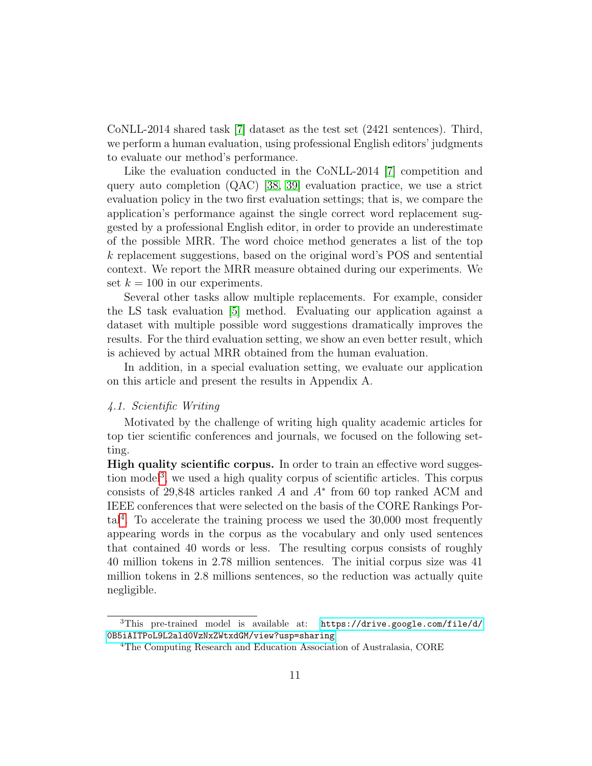CoNLL-2014 shared task [7] dataset as the test set (2421 sentences). Third, we perform a human evaluation, using professional English editors' judgments to evaluate our method's performance.

Like the evaluation conducted in the CoNLL-2014 [7] competition and query auto completion (QAC) [38, 39] evaluation practice, we use a strict evaluation policy in the two first evaluation settings; that is, we compare the application's performance against the single correct word replacement suggested by a professional English editor, in order to provide an underestimate of the possible MRR. The word choice method generates a list of the top $k$ replacement suggestions, based on the original word's POS and sentential context. We report the MRR measure obtained during our experiments. We set $k = 100$ in our experiments.

Several other tasks allow multiple replacements. For example, consider the LS task evaluation [5] method. Evaluating our application against a dataset with multiple possible word suggestions dramatically improves the results. For the third evaluation setting, we show an even better result, which is achieved by actual MRR obtained from the human evaluation.

In addition, in a special evaluation setting, we evaluate our application on this article and present the results in Appendix A.

### 4.1. Scientific Writing

Motivated by the challenge of writing high quality academic articles for top tier scientific conferences and journals, we focused on the following setting.

**High quality scientific corpus.** In order to train an effective word suggestion model[3], we used a high quality corpus of scientific articles. This corpus consists of 29,848 articles ranked $A$ and $A^*$ from 60 top ranked ACM and IEEE conferences that were selected on the basis of the CORE Rankings Portal[4]. To accelerate the training process we used the 30,000 most frequently appearing words in the corpus as the vocabulary and only used sentences that contained 40 words or less. The resulting corpus consists of roughly 40 million tokens in 2.78 million sentences. The initial corpus size was 41 million tokens in 2.8 millions sentences, so the reduction was actually quite negligible.

---

[3] This pre-trained model is available at: https://drive.google.com/file/d/0B5iAITPoL9L2ald0VzNxZWtxdGM/view?usp=sharing

[4] The Computing Research and Education Association of Australasia, CORE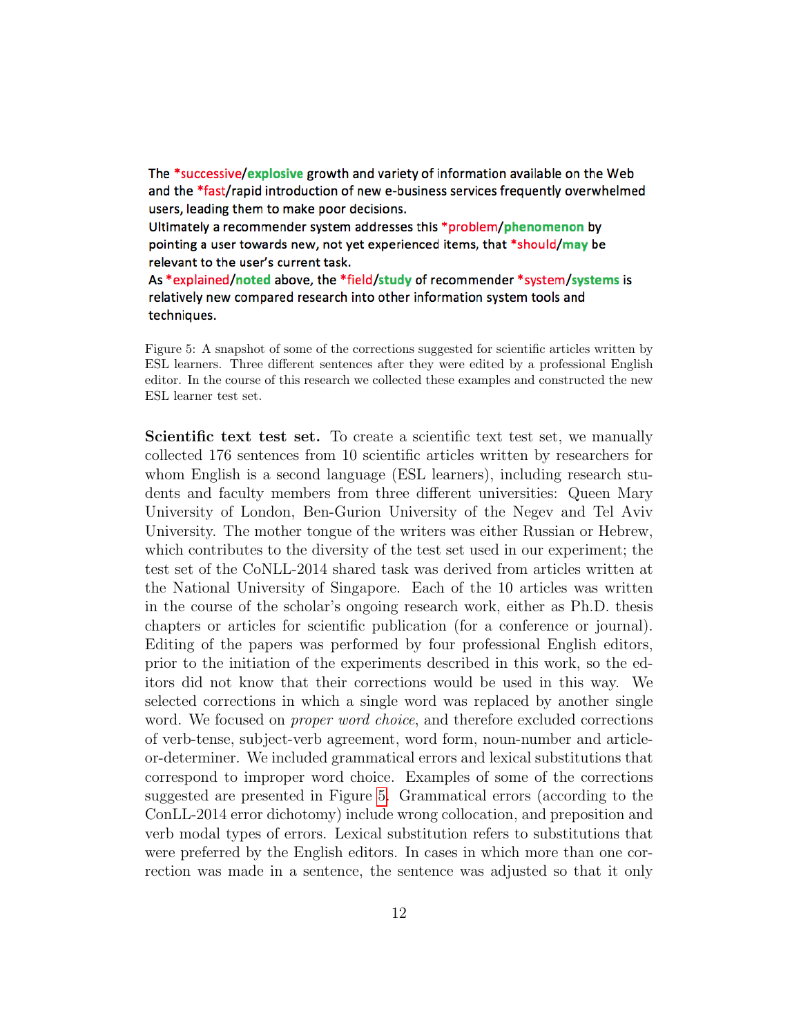The *successive/explosive growth and variety of information available on the Web and the *fast/rapid introduction of new e-business services frequently overwhelmed users, leading them to make poor decisions.
Ultimately a recommender system addresses this *problem/phenomenon by pointing a user towards new, not yet experienced items, that *should/may be relevant to the user's current task.
As *explained/noted above, the *field/study of recommender *system/systems is relatively new compared research into other information system tools and techniques.

Figure 5: A snapshot of some of the corrections suggested for scientific articles written by ESL learners. Three different sentences after they were edited by a professional English editor. In the course of this research we collected these examples and constructed the new ESL learner test set.

**Scientific text test set.** To create a scientific text test set, we manually collected 176 sentences from 10 scientific articles written by researchers for whom English is a second language (ESL learners), including research students and faculty members from three different universities: Queen Mary University of London, Ben-Gurion University of the Negev and Tel Aviv University. The mother tongue of the writers was either Russian or Hebrew, which contributes to the diversity of the test set used in our experiment; the test set of the CoNLL-2014 shared task was derived from articles written at the National University of Singapore. Each of the 10 articles was written in the course of the scholar's ongoing research work, either as Ph.D. thesis chapters or articles for scientific publication (for a conference or journal). Editing of the papers was performed by four professional English editors, prior to the initiation of the experiments described in this work, so the editors did not know that their corrections would be used in this way. We selected corrections in which a single word was replaced by another single word. We focused on *proper word choice*, and therefore excluded corrections of verb-tense, subject-verb agreement, word form, noun-number and article-or-determiner. We included grammatical errors and lexical substitutions that correspond to improper word choice. Examples of some of the corrections suggested are presented in Figure 5. Grammatical errors (according to the ConLL-2014 error dichotomy) include wrong collocation, and preposition and verb modal types of errors. Lexical substitution refers to substitutions that were preferred by the English editors. In cases in which more than one correction was made in a sentence, the sentence was adjusted so that it only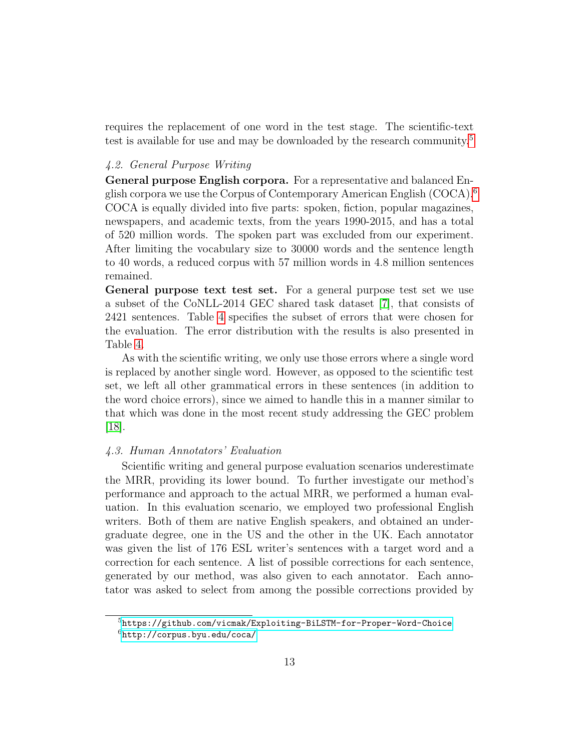requires the replacement of one word in the test stage. The scientific-text test is available for use and may be downloaded by the research community.[5]

### 4.2. General Purpose Writing

**General purpose English corpora.** For a representative and balanced English corpora we use the Corpus of Contemporary American English (COCA).[6] COCA is equally divided into five parts: spoken, fiction, popular magazines, newspapers, and academic texts, from the years 1990-2015, and has a total of 520 million words. The spoken part was excluded from our experiment. After limiting the vocabulary size to 30000 words and the sentence length to 40 words, a reduced corpus with 57 million words in 4.8 million sentences remained.

**General purpose text test set.** For a general purpose test set we use a subset of the CoNLL-2014 GEC shared task dataset [7], that consists of 2421 sentences. Table 4 specifies the subset of errors that were chosen for the evaluation. The error distribution with the results is also presented in Table 4.

As with the scientific writing, we only use those errors where a single word is replaced by another single word. However, as opposed to the scientific test set, we left all other grammatical errors in these sentences (in addition to the word choice errors), since we aimed to handle this in a manner similar to that which was done in the most recent study addressing the GEC problem [18].

### 4.3. Human Annotators' Evaluation

Scientific writing and general purpose evaluation scenarios underestimate the MRR, providing its lower bound. To further investigate our method's performance and approach to the actual MRR, we performed a human evaluation. In this evaluation scenario, we employed two professional English writers. Both of them are native English speakers, and obtained an undergraduate degree, one in the US and the other in the UK. Each annotator was given the list of 176 ESL writer's sentences with a target word and a correction for each sentence. A list of possible corrections for each sentence, generated by our method, was also given to each annotator. Each annotator was asked to select from among the possible corrections provided by

[5] https://github.com/vicmak/Exploiting-BiLSTM-for-Proper-Word-Choice

[6] http://corpus.byu.edu/coca/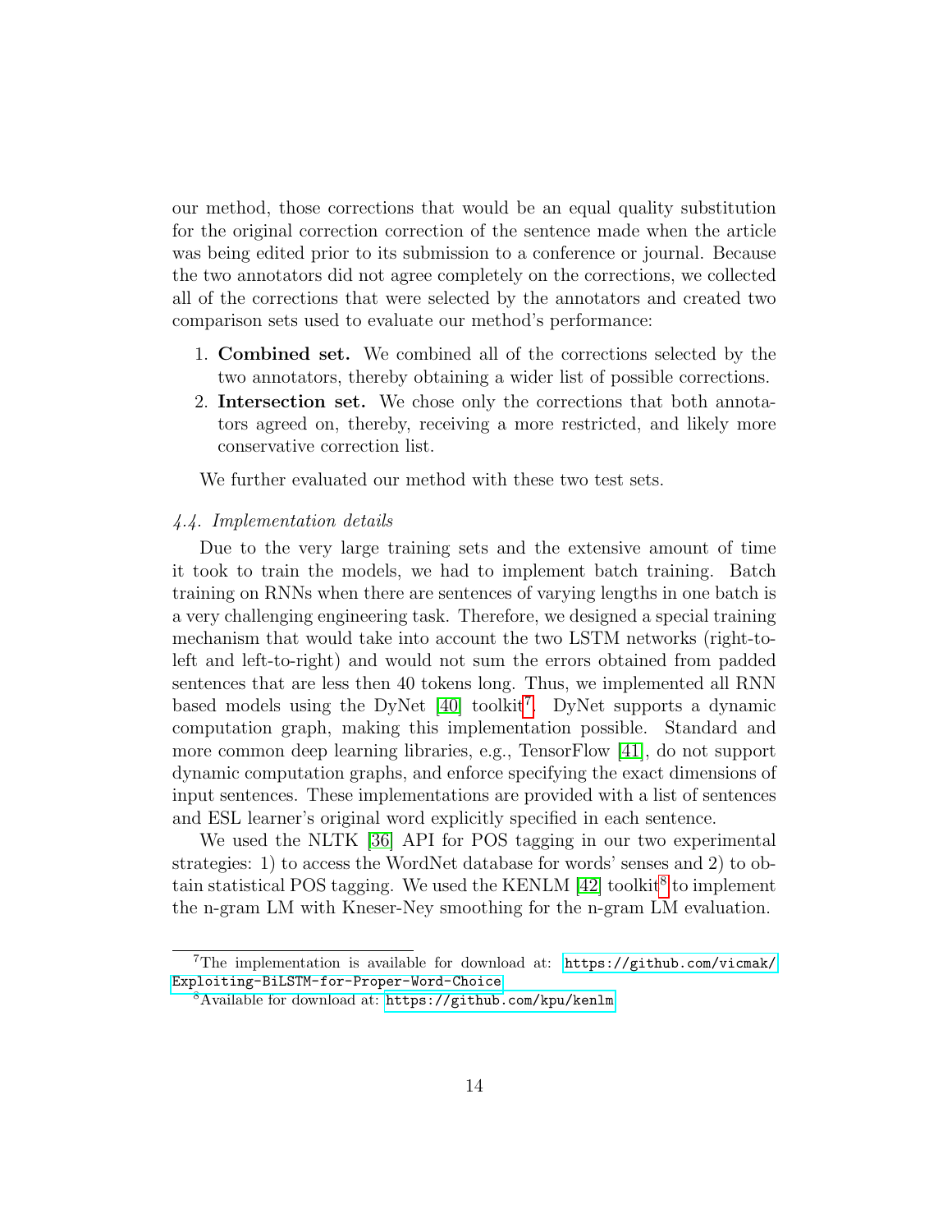our method, those corrections that would be an equal quality substitution for the original correction correction of the sentence made when the article was being edited prior to its submission to a conference or journal. Because the two annotators did not agree completely on the corrections, we collected all of the corrections that were selected by the annotators and created two comparison sets used to evaluate our method's performance:

1. **Combined set.** We combined all of the corrections selected by the two annotators, thereby obtaining a wider list of possible corrections.
2. **Intersection set.** We chose only the corrections that both annotators agreed on, thereby, receiving a more restricted, and likely more conservative correction list.

We further evaluated our method with these two test sets.

### *4.4. Implementation details*

Due to the very large training sets and the extensive amount of time it took to train the models, we had to implement batch training. Batch training on RNNs when there are sentences of varying lengths in one batch is a very challenging engineering task. Therefore, we designed a special training mechanism that would take into account the two LSTM networks (right-to-left and left-to-right) and would not sum the errors obtained from padded sentences that are less then 40 tokens long. Thus, we implemented all RNN based models using the DyNet [40] toolkit[7]. DyNet supports a dynamic computation graph, making this implementation possible. Standard and more common deep learning libraries, e.g., TensorFlow [41], do not support dynamic computation graphs, and enforce specifying the exact dimensions of input sentences. These implementations are provided with a list of sentences and ESL learner's original word explicitly specified in each sentence.

We used the NLTK [36] API for POS tagging in our two experimental strategies: 1) to access the WordNet database for words' senses and 2) to obtain statistical POS tagging. We used the KENLM [42] toolkit[8] to implement the n-gram LM with Kneser-Ney smoothing for the n-gram LM evaluation.

---

[7] The implementation is available for download at: `https://github.com/vicmak/Exploiting-BiLSTM-for-Proper-Word-Choice`

[8] Available for download at: `https://github.com/kpu/kenlm`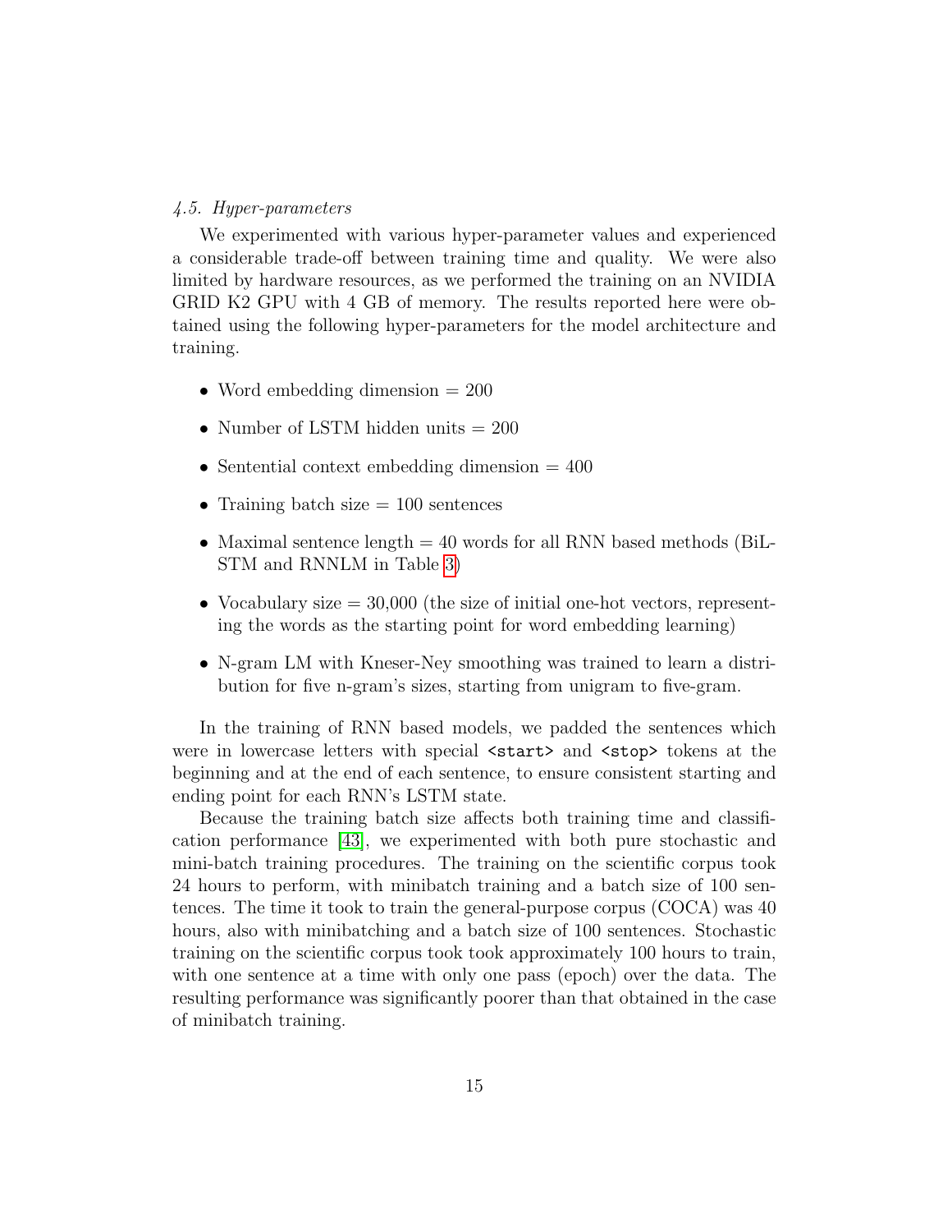### 4.5. Hyper-parameters

We experimented with various hyper-parameter values and experienced a considerable trade-off between training time and quality. We were also limited by hardware resources, as we performed the training on an NVIDIA GRID K2 GPU with 4 GB of memory. The results reported here were obtained using the following hyper-parameters for the model architecture and training.

- Word embedding dimension = 200
- Number of LSTM hidden units = 200
- Sentential context embedding dimension = 400
- Training batch size = 100 sentences
- Maximal sentence length = 40 words for all RNN based methods (BiLSTM and RNNLM in Table 3)
- Vocabulary size = 30,000 (the size of initial one-hot vectors, representing the words as the starting point for word embedding learning)
- N-gram LM with Kneser-Ney smoothing was trained to learn a distribution for five n-gram's sizes, starting from unigram to five-gram.

In the training of RNN based models, we padded the sentences which were in lowercase letters with special `<start>` and `<stop>` tokens at the beginning and at the end of each sentence, to ensure consistent starting and ending point for each RNN's LSTM state.

Because the training batch size affects both training time and classification performance [43], we experimented with both pure stochastic and mini-batch training procedures. The training on the scientific corpus took 24 hours to perform, with minibatch training and a batch size of 100 sentences. The time it took to train the general-purpose corpus (COCA) was 40 hours, also with minibatching and a batch size of 100 sentences. Stochastic training on the scientific corpus took took approximately 100 hours to train, with one sentence at a time with only one pass (epoch) over the data. The resulting performance was significantly poorer than that obtained in the case of minibatch training.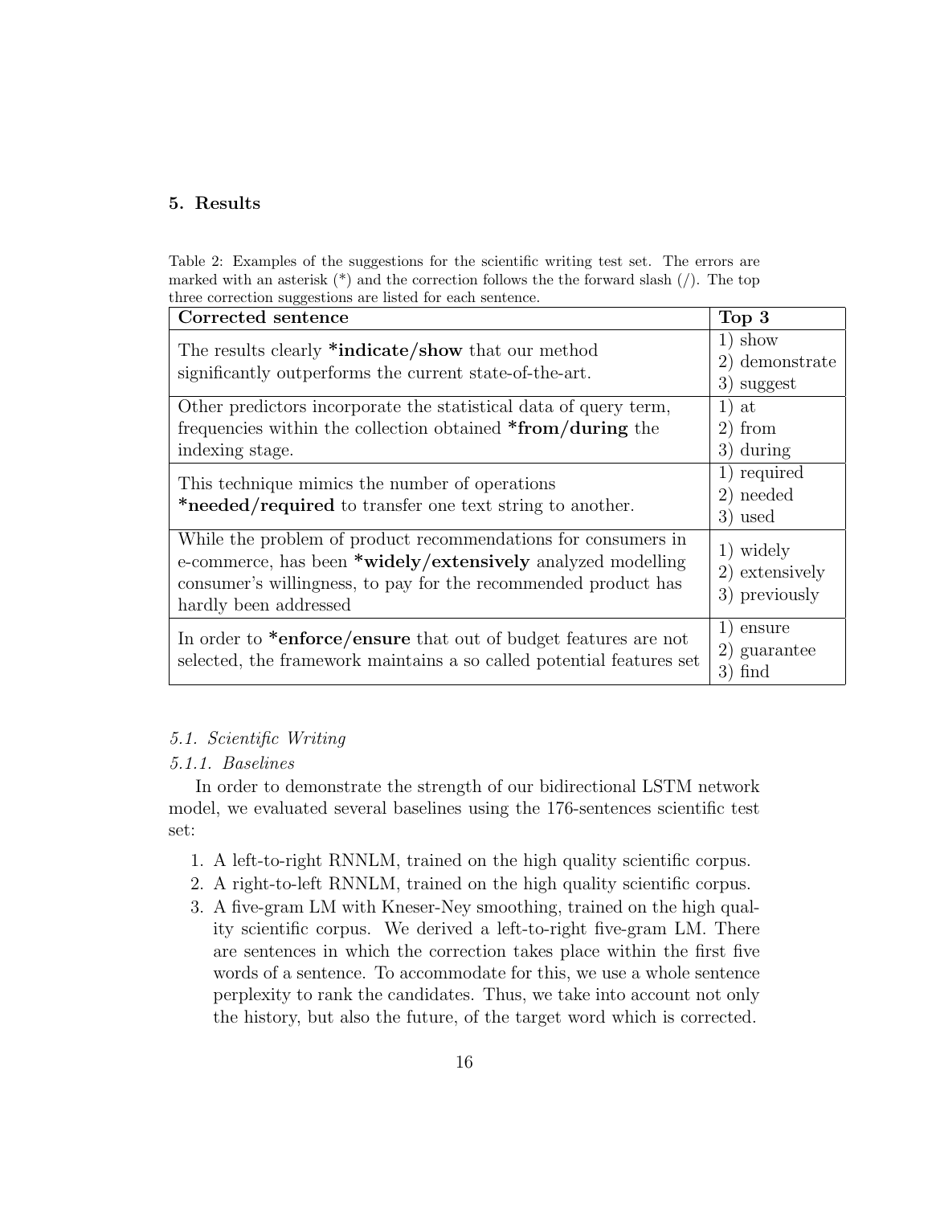## 5. Results

Table 2: Examples of the suggestions for the scientific writing test set. The errors are marked with an asterisk (*) and the correction follows the the forward slash (/). The top three correction suggestions are listed for each sentence.

| Corrected sentence | Top 3 |
|---|---|
| The results clearly ***indicate/show** that our method significantly outperforms the current state-of-the-art. | 1) show<br>2) demonstrate<br>3) suggest |
| Other predictors incorporate the statistical data of query term, frequencies within the collection obtained ***from/during** the indexing stage. | 1) at<br>2) from<br>3) during |
| This technique mimics the number of operations ***needed/required** to transfer one text string to another. | 1) required<br>2) needed<br>3) used |
| While the problem of product recommendations for consumers in e-commerce, has been ***widely/extensively** analyzed modelling consumer's willingness, to pay for the recommended product has hardly been addressed | 1) widely<br>2) extensively<br>3) previously |
| In order to ***enforce/ensure** that out of budget features are not selected, the framework maintains a so called potential features set | 1) ensure<br>2) guarantee<br>3) find |

### *5.1. Scientific Writing*

#### *5.1.1. Baselines*

In order to demonstrate the strength of our bidirectional LSTM network model, we evaluated several baselines using the 176-sentences scientific test set:

1. A left-to-right RNNLM, trained on the high quality scientific corpus.
2. A right-to-left RNNLM, trained on the high quality scientific corpus.
3. A five-gram LM with Kneser-Ney smoothing, trained on the high quality scientific corpus. We derived a left-to-right five-gram LM. There are sentences in which the correction takes place within the first five words of a sentence. To accommodate for this, we use a whole sentence perplexity to rank the candidates. Thus, we take into account not only the history, but also the future, of the target word which is corrected.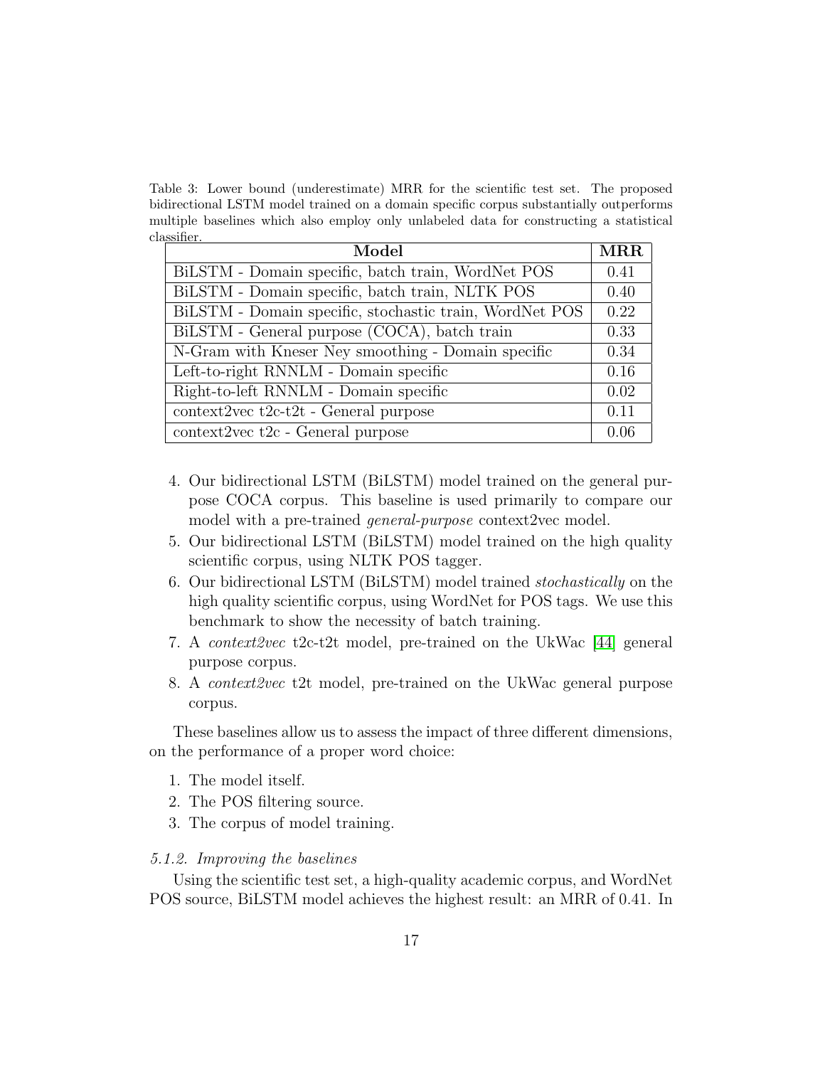Table 3: Lower bound (underestimate) MRR for the scientific test set. The proposed bidirectional LSTM model trained on a domain specific corpus substantially outperforms multiple baselines which also employ only unlabeled data for constructing a statistical classifier.

| Model | MRR |
|---|---|
| BiLSTM - Domain specific, batch train, WordNet POS | 0.41 |
| BiLSTM - Domain specific, batch train, NLTK POS | 0.40 |
| BiLSTM - Domain specific, stochastic train, WordNet POS | 0.22 |
| BiLSTM - General purpose (COCA), batch train | 0.33 |
| N-Gram with Kneser Ney smoothing - Domain specific | 0.34 |
| Left-to-right RNNLM - Domain specific | 0.16 |
| Right-to-left RNNLM - Domain specific | 0.02 |
| context2vec t2c-t2t - General purpose | 0.11 |
| context2vec t2c - General purpose | 0.06 |

4. Our bidirectional LSTM (BiLSTM) model trained on the general purpose COCA corpus. This baseline is used primarily to compare our model with a pre-trained *general-purpose* context2vec model.
5. Our bidirectional LSTM (BiLSTM) model trained on the high quality scientific corpus, using NLTK POS tagger.
6. Our bidirectional LSTM (BiLSTM) model trained *stochastically* on the high quality scientific corpus, using WordNet for POS tags. We use this benchmark to show the necessity of batch training.
7. A *context2vec* t2c-t2t model, pre-trained on the UkWac [44] general purpose corpus.
8. A *context2vec* t2t model, pre-trained on the UkWac general purpose corpus.

These baselines allow us to assess the impact of three different dimensions, on the performance of a proper word choice:

1. The model itself.
2. The POS filtering source.
3. The corpus of model training.

#### *5.1.2. Improving the baselines*

Using the scientific test set, a high-quality academic corpus, and WordNet POS source, BiLSTM model achieves the highest result: an MRR of 0.41. In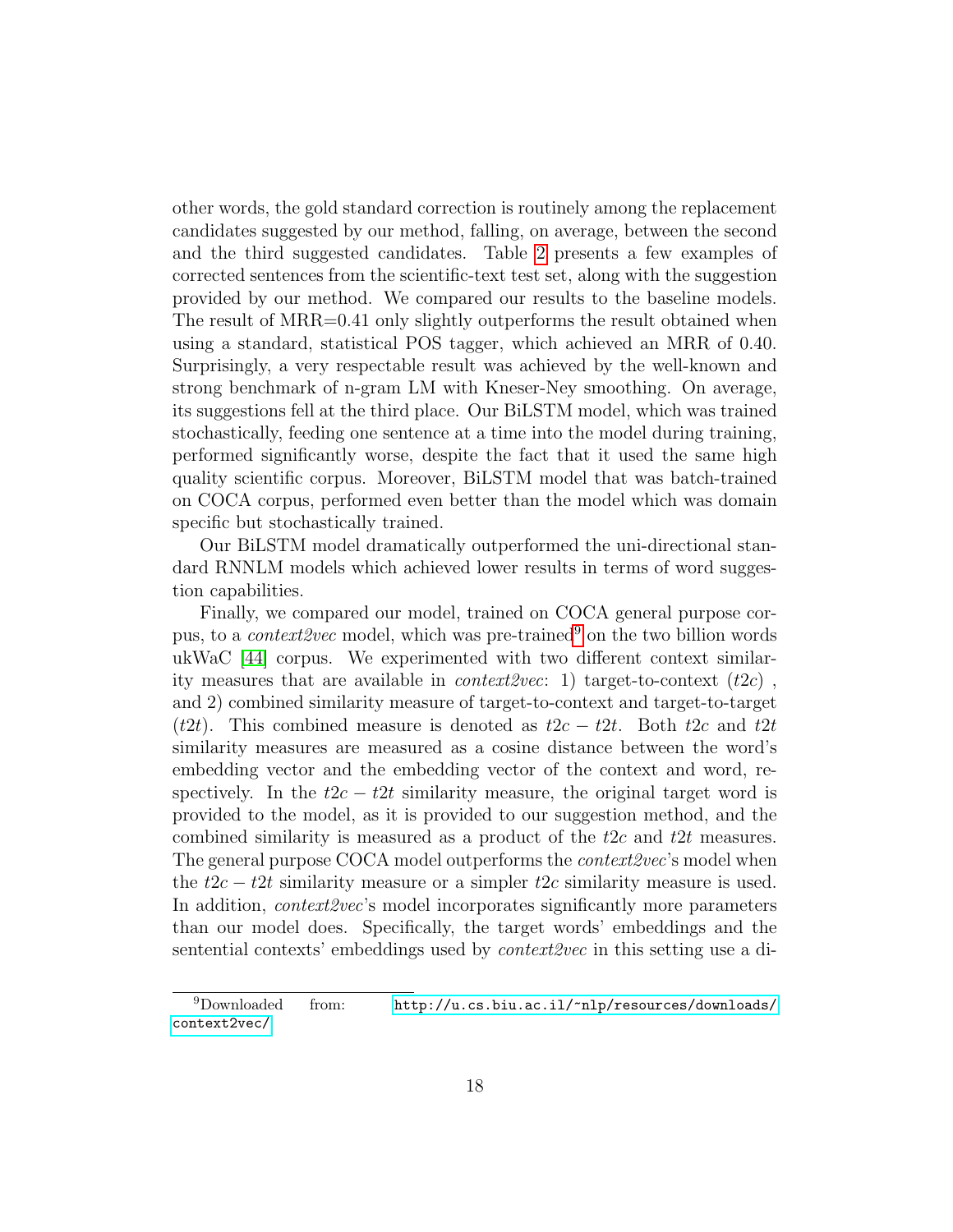other words, the gold standard correction is routinely among the replacement candidates suggested by our method, falling, on average, between the second and the third suggested candidates. Table 2 presents a few examples of corrected sentences from the scientific-text test set, along with the suggestion provided by our method. We compared our results to the baseline models. The result of MRR=0.41 only slightly outperforms the result obtained when using a standard, statistical POS tagger, which achieved an MRR of 0.40. Surprisingly, a very respectable result was achieved by the well-known and strong benchmark of n-gram LM with Kneser-Ney smoothing. On average, its suggestions fell at the third place. Our BiLSTM model, which was trained stochastically, feeding one sentence at a time into the model during training, performed significantly worse, despite the fact that it used the same high quality scientific corpus. Moreover, BiLSTM model that was batch-trained on COCA corpus, performed even better than the model which was domain specific but stochastically trained.

Our BiLSTM model dramatically outperformed the uni-directional standard RNNLM models which achieved lower results in terms of word suggestion capabilities.

Finally, we compared our model, trained on COCA general purpose corpus, to a *context2vec* model, which was pre-trained[9] on the two billion words ukWaC [44] corpus. We experimented with two different context similarity measures that are available in *context2vec*: 1) target-to-context (*t2c*) , and 2) combined similarity measure of target-to-context and target-to-target (*t2t*). This combined measure is denoted as $t2c - t2t$. Both *t2c* and *t2t* similarity measures are measured as a cosine distance between the word's embedding vector and the embedding vector of the context and word, respectively. In the $t2c - t2t$ similarity measure, the original target word is provided to the model, as it is provided to our suggestion method, and the combined similarity is measured as a product of the *t2c* and *t2t* measures. The general purpose COCA model outperforms the *context2vec*'s model when the $t2c - t2t$ similarity measure or a simpler *t2c* similarity measure is used. In addition, *context2vec*'s model incorporates significantly more parameters than our model does. Specifically, the target words' embeddings and the sentential contexts' embeddings used by *context2vec* in this setting use a di-

[9] Downloaded from: http://u.cs.biu.ac.il/~nlp/resources/downloads/context2vec/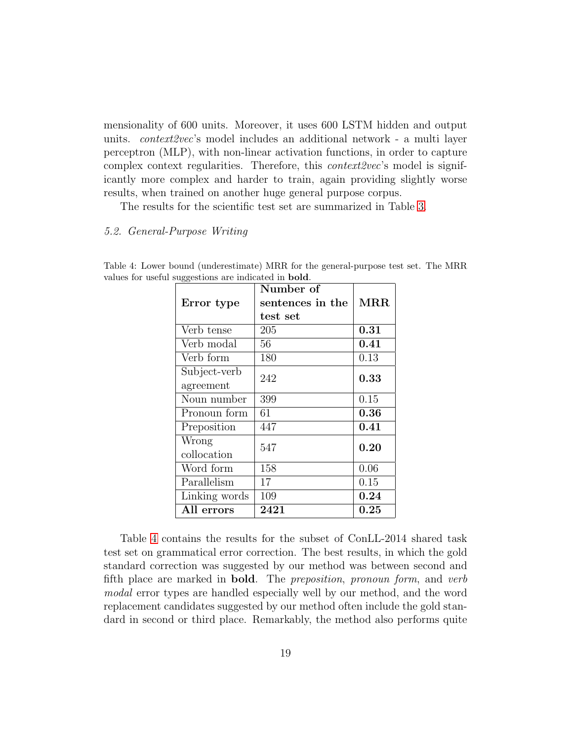mensionality of 600 units. Moreover, it uses 600 LSTM hidden and output units. *context2vec*'s model includes an additional network - a multi layer perceptron (MLP), with non-linear activation functions, in order to capture complex context regularities. Therefore, this *context2vec*'s model is significantly more complex and harder to train, again providing slightly worse results, when trained on another huge general purpose corpus.

The results for the scientific test set are summarized in Table 3.

### *5.2. General-Purpose Writing*

Table 4: Lower bound (underestimate) MRR for the general-purpose test set. The MRR values for useful suggestions are indicated in **bold**.

| **Error type** | **Number of sentences in the test set** | **MRR** |
|---|---|---|
| Verb tense | 205 | **0.31** |
| Verb modal | 56 | **0.41** |
| Verb form | 180 | 0.13 |
| Subject-verb agreement | 242 | **0.33** |
| Noun number | 399 | 0.15 |
| Pronoun form | 61 | **0.36** |
| Preposition | 447 | **0.41** |
| Wrong collocation | 547 | **0.20** |
| Word form | 158 | 0.06 |
| Parallelism | 17 | 0.15 |
| Linking words | 109 | **0.24** |
| **All errors** | **2421** | **0.25** |

Table 4 contains the results for the subset of ConLL-2014 shared task test set on grammatical error correction. The best results, in which the gold standard correction was suggested by our method was between second and fifth place are marked in **bold**. The *preposition*, *pronoun form*, and *verb modal* error types are handled especially well by our method, and the word replacement candidates suggested by our method often include the gold standard in second or third place. Remarkably, the method also performs quite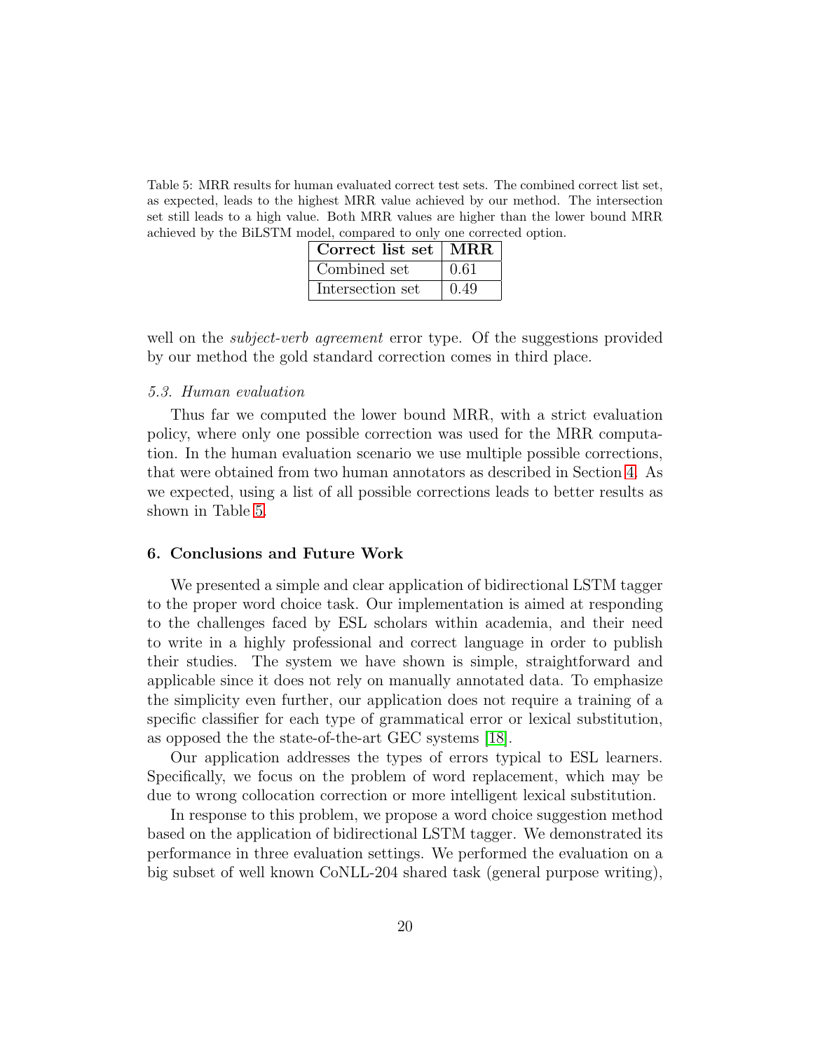Table 5: MRR results for human evaluated correct test sets. The combined correct list set, as expected, leads to the highest MRR value achieved by our method. The intersection set still leads to a high value. Both MRR values are higher than the lower bound MRR achieved by the BiLSTM model, compared to only one corrected option.

| Correct list set | MRR |
|---|---|
| Combined set | 0.61 |
| Intersection set | 0.49 |

well on the *subject-verb agreement* error type. Of the suggestions provided by our method the gold standard correction comes in third place.

### 5.3. Human evaluation

Thus far we computed the lower bound MRR, with a strict evaluation policy, where only one possible correction was used for the MRR computation. In the human evaluation scenario we use multiple possible corrections, that were obtained from two human annotators as described in Section 4. As we expected, using a list of all possible corrections leads to better results as shown in Table 5.

## 6. Conclusions and Future Work

We presented a simple and clear application of bidirectional LSTM tagger to the proper word choice task. Our implementation is aimed at responding to the challenges faced by ESL scholars within academia, and their need to write in a highly professional and correct language in order to publish their studies. The system we have shown is simple, straightforward and applicable since it does not rely on manually annotated data. To emphasize the simplicity even further, our application does not require a training of a specific classifier for each type of grammatical error or lexical substitution, as opposed the the state-of-the-art GEC systems [18].

Our application addresses the types of errors typical to ESL learners. Specifically, we focus on the problem of word replacement, which may be due to wrong collocation correction or more intelligent lexical substitution.

In response to this problem, we propose a word choice suggestion method based on the application of bidirectional LSTM tagger. We demonstrated its performance in three evaluation settings. We performed the evaluation on a big subset of well known CoNLL-204 shared task (general purpose writing),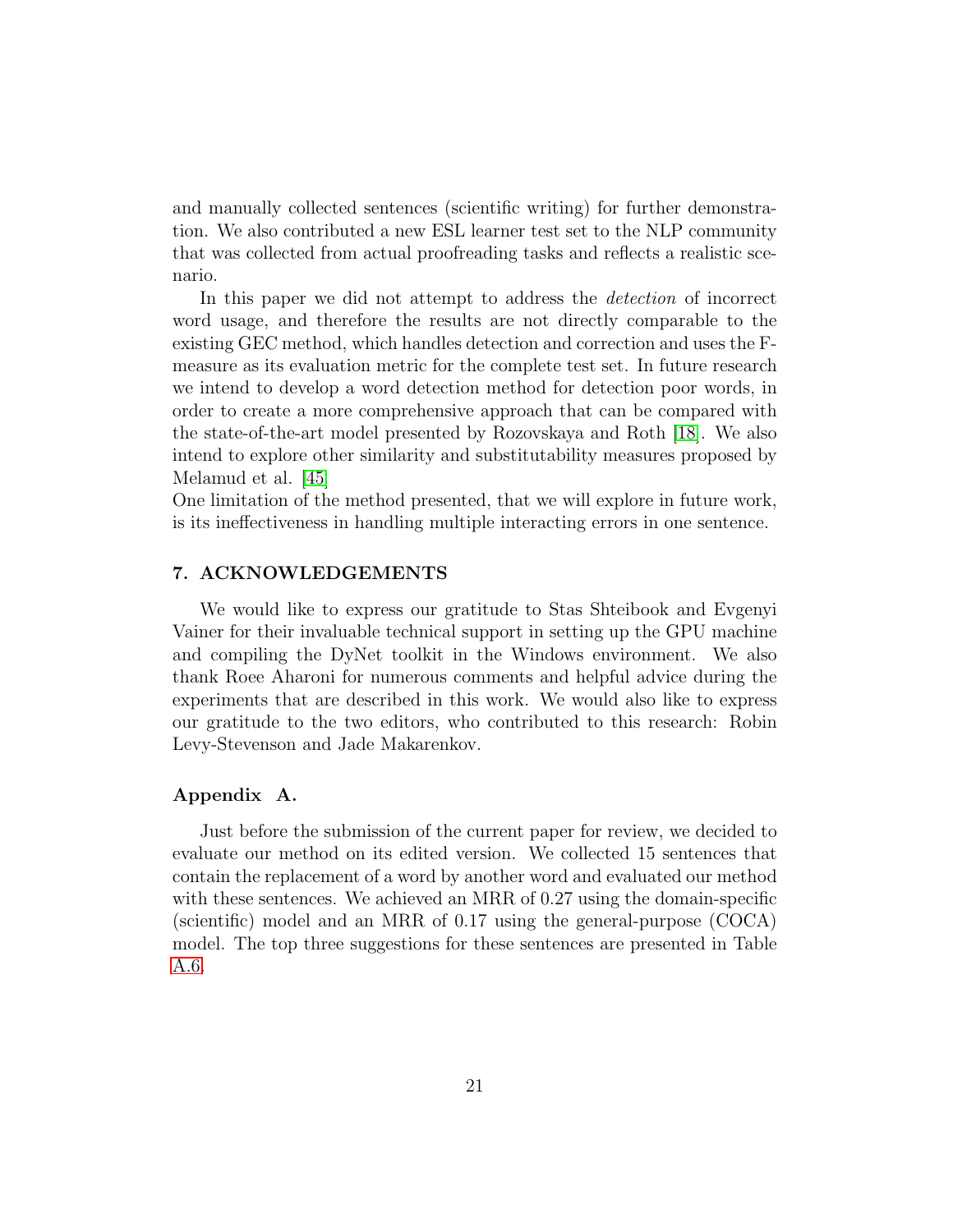and manually collected sentences (scientific writing) for further demonstration. We also contributed a new ESL learner test set to the NLP community that was collected from actual proofreading tasks and reflects a realistic scenario.

In this paper we did not attempt to address the *detection* of incorrect word usage, and therefore the results are not directly comparable to the existing GEC method, which handles detection and correction and uses the F-measure as its evaluation metric for the complete test set. In future research we intend to develop a word detection method for detection poor words, in order to create a more comprehensive approach that can be compared with the state-of-the-art model presented by Rozovskaya and Roth [18]. We also intend to explore other similarity and substitutability measures proposed by Melamud et al. [45]
One limitation of the method presented, that we will explore in future work, is its ineffectiveness in handling multiple interacting errors in one sentence.

## 7. ACKNOWLEDGEMENTS

We would like to express our gratitude to Stas Shteibook and Evgenyi Vainer for their invaluable technical support in setting up the GPU machine and compiling the DyNet toolkit in the Windows environment. We also thank Roee Aharoni for numerous comments and helpful advice during the experiments that are described in this work. We would also like to express our gratitude to the two editors, who contributed to this research: Robin Levy-Stevenson and Jade Makarenkov.

## Appendix A.

Just before the submission of the current paper for review, we decided to evaluate our method on its edited version. We collected 15 sentences that contain the replacement of a word by another word and evaluated our method with these sentences. We achieved an MRR of 0.27 using the domain-specific (scientific) model and an MRR of 0.17 using the general-purpose (COCA) model. The top three suggestions for these sentences are presented in Table A.6.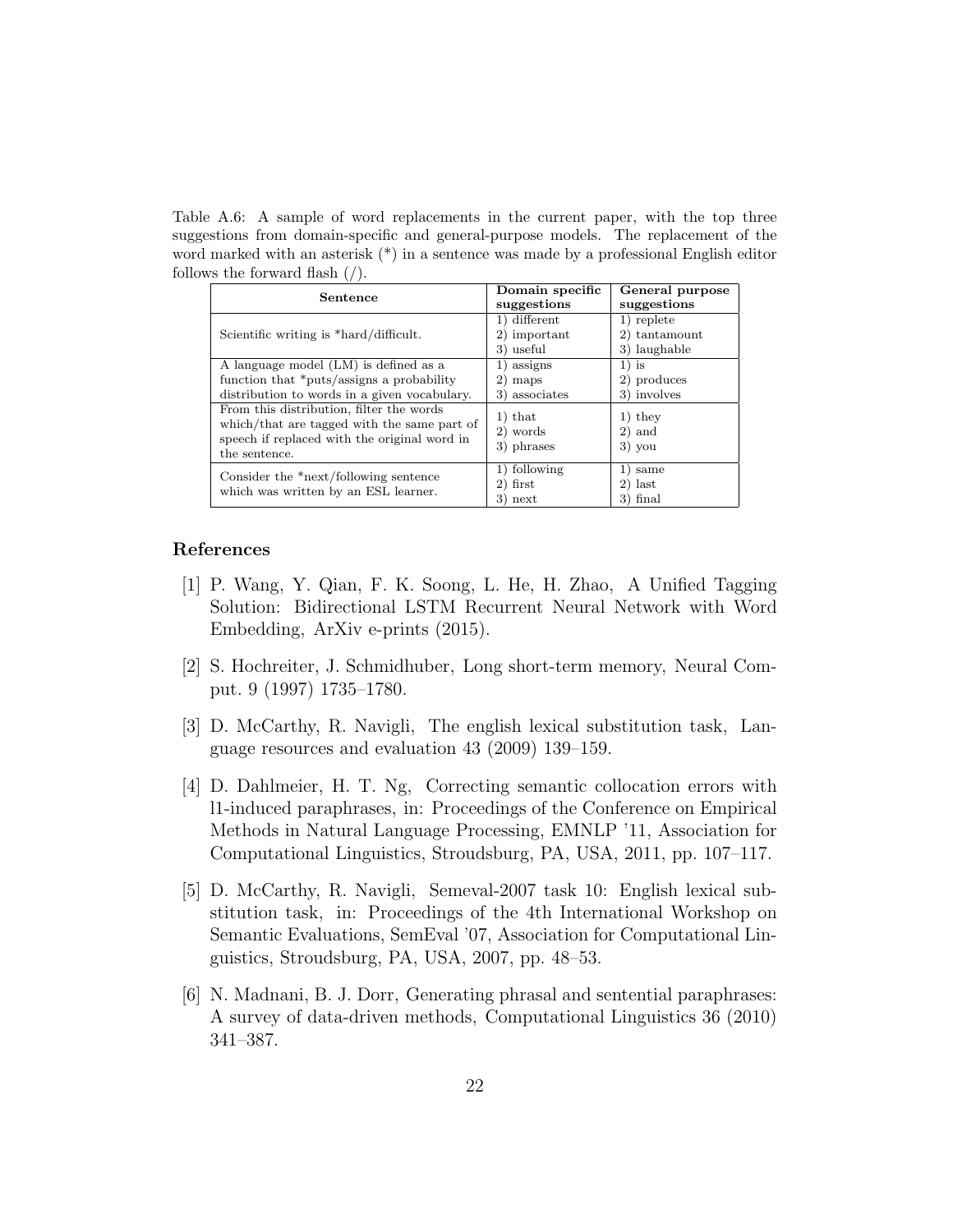Table A.6: A sample of word replacements in the current paper, with the top three suggestions from domain-specific and general-purpose models. The replacement of the word marked with an asterisk (*) in a sentence was made by a professional English editor follows the forward flash (/).

| Sentence | Domain specific suggestions | General purpose suggestions |
|---|---|---|
| Scientific writing is *hard/difficult. | 1) different<br>2) important<br>3) useful | 1) replete<br>2) tantamount<br>3) laughable |
| A language model (LM) is defined as a function that *puts/assigns a probability distribution to words in a given vocabulary. | 1) assigns<br>2) maps<br>3) associates | 1) is<br>2) produces<br>3) involves |
| From this distribution, filter the words which/that are tagged with the same part of speech if replaced with the original word in the sentence. | 1) that<br>2) words<br>3) phrases | 1) they<br>2) and<br>3) you |
| Consider the *next/following sentence which was written by an ESL learner. | 1) following<br>2) first<br>3) next | 1) same<br>2) last<br>3) final |

## References

[1] P. Wang, Y. Qian, F. K. Soong, L. He, H. Zhao, A Unified Tagging Solution: Bidirectional LSTM Recurrent Neural Network with Word Embedding, ArXiv e-prints (2015).

[2] S. Hochreiter, J. Schmidhuber, Long short-term memory, Neural Comput. 9 (1997) 1735–1780.

[3] D. McCarthy, R. Navigli, The english lexical substitution task, Language resources and evaluation 43 (2009) 139–159.

[4] D. Dahlmeier, H. T. Ng, Correcting semantic collocation errors with l1-induced paraphrases, in: Proceedings of the Conference on Empirical Methods in Natural Language Processing, EMNLP '11, Association for Computational Linguistics, Stroudsburg, PA, USA, 2011, pp. 107–117.

[5] D. McCarthy, R. Navigli, Semeval-2007 task 10: English lexical substitution task, in: Proceedings of the 4th International Workshop on Semantic Evaluations, SemEval '07, Association for Computational Linguistics, Stroudsburg, PA, USA, 2007, pp. 48–53.

[6] N. Madnani, B. J. Dorr, Generating phrasal and sentential paraphrases: A survey of data-driven methods, Computational Linguistics 36 (2010) 341–387.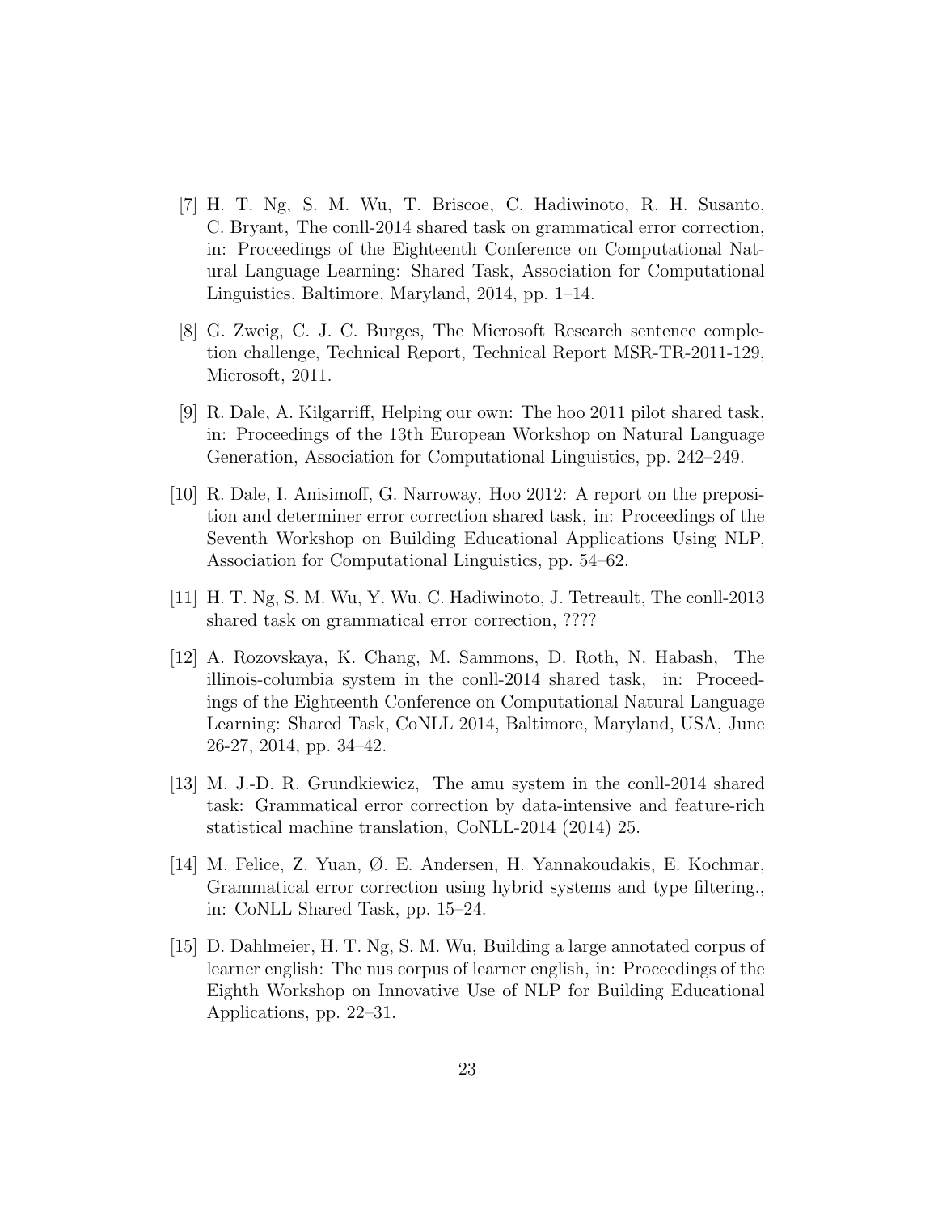[7] H. T. Ng, S. M. Wu, T. Briscoe, C. Hadiwinoto, R. H. Susanto, C. Bryant, The conll-2014 shared task on grammatical error correction, in: Proceedings of the Eighteenth Conference on Computational Natural Language Learning: Shared Task, Association for Computational Linguistics, Baltimore, Maryland, 2014, pp. 1–14.

[8] G. Zweig, C. J. C. Burges, The Microsoft Research sentence completion challenge, Technical Report, Technical Report MSR-TR-2011-129, Microsoft, 2011.

[9] R. Dale, A. Kilgarriff, Helping our own: The hoo 2011 pilot shared task, in: Proceedings of the 13th European Workshop on Natural Language Generation, Association for Computational Linguistics, pp. 242–249.

[10] R. Dale, I. Anisimoff, G. Narroway, Hoo 2012: A report on the preposition and determiner error correction shared task, in: Proceedings of the Seventh Workshop on Building Educational Applications Using NLP, Association for Computational Linguistics, pp. 54–62.

[11] H. T. Ng, S. M. Wu, Y. Wu, C. Hadiwinoto, J. Tetreault, The conll-2013 shared task on grammatical error correction, ????

[12] A. Rozovskaya, K. Chang, M. Sammons, D. Roth, N. Habash, The illinois-columbia system in the conll-2014 shared task, in: Proceedings of the Eighteenth Conference on Computational Natural Language Learning: Shared Task, CoNLL 2014, Baltimore, Maryland, USA, June 26-27, 2014, pp. 34–42.

[13] M. J.-D. R. Grundkiewicz, The amu system in the conll-2014 shared task: Grammatical error correction by data-intensive and feature-rich statistical machine translation, CoNLL-2014 (2014) 25.

[14] M. Felice, Z. Yuan, Ø. E. Andersen, H. Yannakoudakis, E. Kochmar, Grammatical error correction using hybrid systems and type filtering., in: CoNLL Shared Task, pp. 15–24.

[15] D. Dahlmeier, H. T. Ng, S. M. Wu, Building a large annotated corpus of learner english: The nus corpus of learner english, in: Proceedings of the Eighth Workshop on Innovative Use of NLP for Building Educational Applications, pp. 22–31.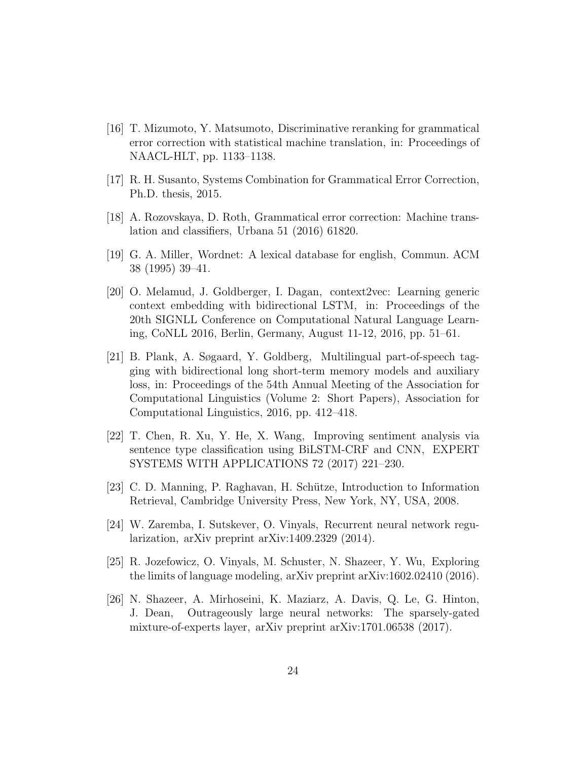[16] T. Mizumoto, Y. Matsumoto, Discriminative reranking for grammatical error correction with statistical machine translation, in: Proceedings of NAACL-HLT, pp. 1133–1138.

[17] R. H. Susanto, Systems Combination for Grammatical Error Correction, Ph.D. thesis, 2015.

[18] A. Rozovskaya, D. Roth, Grammatical error correction: Machine translation and classifiers, Urbana 51 (2016) 61820.

[19] G. A. Miller, Wordnet: A lexical database for english, Commun. ACM 38 (1995) 39–41.

[20] O. Melamud, J. Goldberger, I. Dagan, context2vec: Learning generic context embedding with bidirectional LSTM, in: Proceedings of the 20th SIGNLL Conference on Computational Natural Language Learning, CoNLL 2016, Berlin, Germany, August 11-12, 2016, pp. 51–61.

[21] B. Plank, A. Søgaard, Y. Goldberg, Multilingual part-of-speech tagging with bidirectional long short-term memory models and auxiliary loss, in: Proceedings of the 54th Annual Meeting of the Association for Computational Linguistics (Volume 2: Short Papers), Association for Computational Linguistics, 2016, pp. 412–418.

[22] T. Chen, R. Xu, Y. He, X. Wang, Improving sentiment analysis via sentence type classification using BiLSTM-CRF and CNN, EXPERT SYSTEMS WITH APPLICATIONS 72 (2017) 221–230.

[23] C. D. Manning, P. Raghavan, H. Schütze, Introduction to Information Retrieval, Cambridge University Press, New York, NY, USA, 2008.

[24] W. Zaremba, I. Sutskever, O. Vinyals, Recurrent neural network regularization, arXiv preprint arXiv:1409.2329 (2014).

[25] R. Jozefowicz, O. Vinyals, M. Schuster, N. Shazeer, Y. Wu, Exploring the limits of language modeling, arXiv preprint arXiv:1602.02410 (2016).

[26] N. Shazeer, A. Mirhoseini, K. Maziarz, A. Davis, Q. Le, G. Hinton, J. Dean, Outrageously large neural networks: The sparsely-gated mixture-of-experts layer, arXiv preprint arXiv:1701.06538 (2017).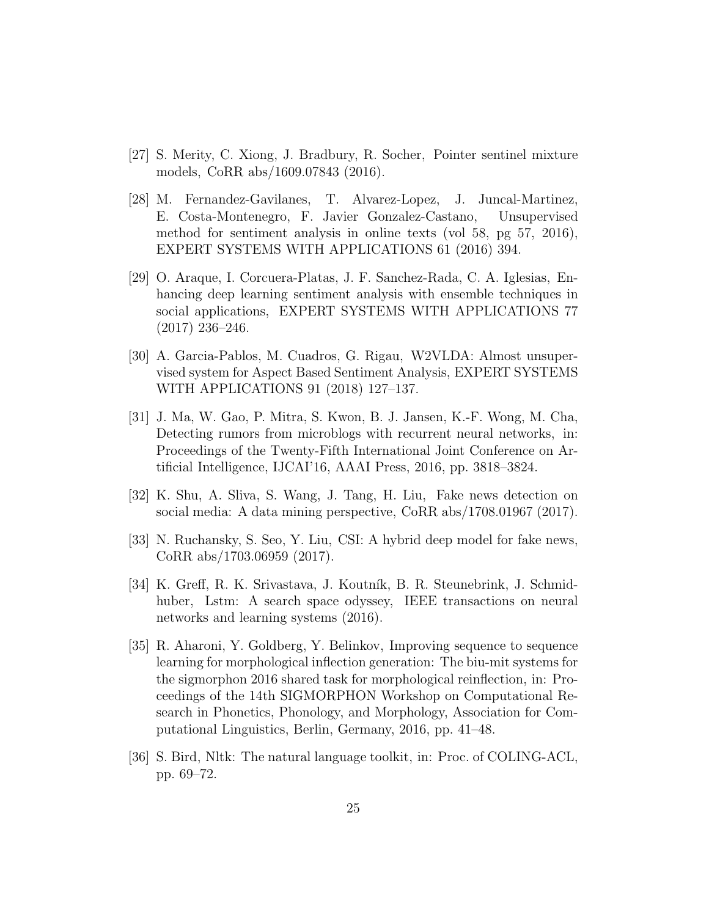[27] S. Merity, C. Xiong, J. Bradbury, R. Socher, Pointer sentinel mixture models, CoRR abs/1609.07843 (2016).

[28] M. Fernandez-Gavilanes, T. Alvarez-Lopez, J. Juncal-Martinez, E. Costa-Montenegro, F. Javier Gonzalez-Castano, Unsupervised method for sentiment analysis in online texts (vol 58, pg 57, 2016), EXPERT SYSTEMS WITH APPLICATIONS 61 (2016) 394.

[29] O. Araque, I. Corcuera-Platas, J. F. Sanchez-Rada, C. A. Iglesias, Enhancing deep learning sentiment analysis with ensemble techniques in social applications, EXPERT SYSTEMS WITH APPLICATIONS 77 (2017) 236–246.

[30] A. Garcia-Pablos, M. Cuadros, G. Rigau, W2VLDA: Almost unsupervised system for Aspect Based Sentiment Analysis, EXPERT SYSTEMS WITH APPLICATIONS 91 (2018) 127–137.

[31] J. Ma, W. Gao, P. Mitra, S. Kwon, B. J. Jansen, K.-F. Wong, M. Cha, Detecting rumors from microblogs with recurrent neural networks, in: Proceedings of the Twenty-Fifth International Joint Conference on Artificial Intelligence, IJCAI'16, AAAI Press, 2016, pp. 3818–3824.

[32] K. Shu, A. Sliva, S. Wang, J. Tang, H. Liu, Fake news detection on social media: A data mining perspective, CoRR abs/1708.01967 (2017).

[33] N. Ruchansky, S. Seo, Y. Liu, CSI: A hybrid deep model for fake news, CoRR abs/1703.06959 (2017).

[34] K. Greff, R. K. Srivastava, J. Koutník, B. R. Steunebrink, J. Schmidhuber, Lstm: A search space odyssey, IEEE transactions on neural networks and learning systems (2016).

[35] R. Aharoni, Y. Goldberg, Y. Belinkov, Improving sequence to sequence learning for morphological inflection generation: The biu-mit systems for the sigmorphon 2016 shared task for morphological reinflection, in: Proceedings of the 14th SIGMORPHON Workshop on Computational Research in Phonetics, Phonology, and Morphology, Association for Computational Linguistics, Berlin, Germany, 2016, pp. 41–48.

[36] S. Bird, Nltk: The natural language toolkit, in: Proc. of COLING-ACL, pp. 69–72.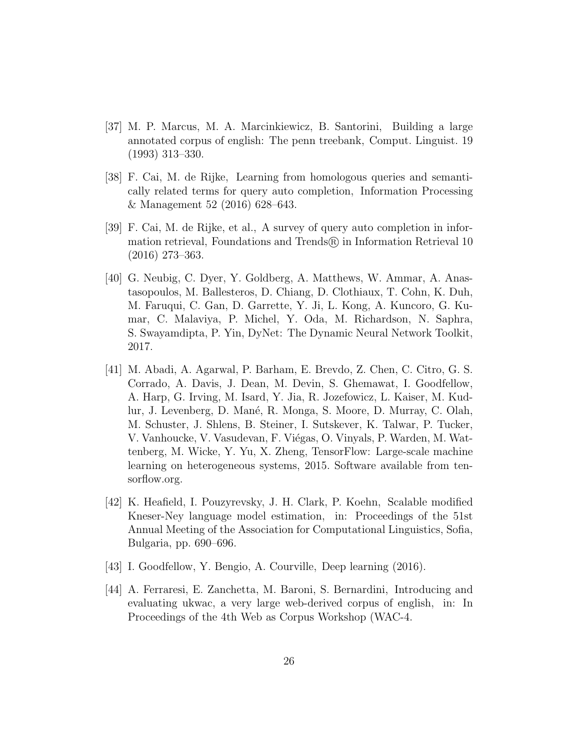[37] M. P. Marcus, M. A. Marcinkiewicz, B. Santorini, Building a large annotated corpus of english: The penn treebank, Comput. Linguist. 19 (1993) 313–330.

[38] F. Cai, M. de Rijke, Learning from homologous queries and semantically related terms for query auto completion, Information Processing & Management 52 (2016) 628–643.

[39] F. Cai, M. de Rijke, et al., A survey of query auto completion in information retrieval, Foundations and Trends® in Information Retrieval 10 (2016) 273–363.

[40] G. Neubig, C. Dyer, Y. Goldberg, A. Matthews, W. Ammar, A. Anastasopoulos, M. Ballesteros, D. Chiang, D. Clothiaux, T. Cohn, K. Duh, M. Faruqui, C. Gan, D. Garrette, Y. Ji, L. Kong, A. Kuncoro, G. Kumar, C. Malaviya, P. Michel, Y. Oda, M. Richardson, N. Saphra, S. Swayamdipta, P. Yin, DyNet: The Dynamic Neural Network Toolkit, 2017.

[41] M. Abadi, A. Agarwal, P. Barham, E. Brevdo, Z. Chen, C. Citro, G. S. Corrado, A. Davis, J. Dean, M. Devin, S. Ghemawat, I. Goodfellow, A. Harp, G. Irving, M. Isard, Y. Jia, R. Jozefowicz, L. Kaiser, M. Kudlur, J. Levenberg, D. Mané, R. Monga, S. Moore, D. Murray, C. Olah, M. Schuster, J. Shlens, B. Steiner, I. Sutskever, K. Talwar, P. Tucker, V. Vanhoucke, V. Vasudevan, F. Viégas, O. Vinyals, P. Warden, M. Wattenberg, M. Wicke, Y. Yu, X. Zheng, TensorFlow: Large-scale machine learning on heterogeneous systems, 2015. Software available from tensorflow.org.

[42] K. Heafield, I. Pouzyrevsky, J. H. Clark, P. Koehn, Scalable modified Kneser-Ney language model estimation, in: Proceedings of the 51st Annual Meeting of the Association for Computational Linguistics, Sofia, Bulgaria, pp. 690–696.

[43] I. Goodfellow, Y. Bengio, A. Courville, Deep learning (2016).

[44] A. Ferraresi, E. Zanchetta, M. Baroni, S. Bernardini, Introducing and evaluating ukwac, a very large web-derived corpus of english, in: In Proceedings of the 4th Web as Corpus Workshop (WAC-4.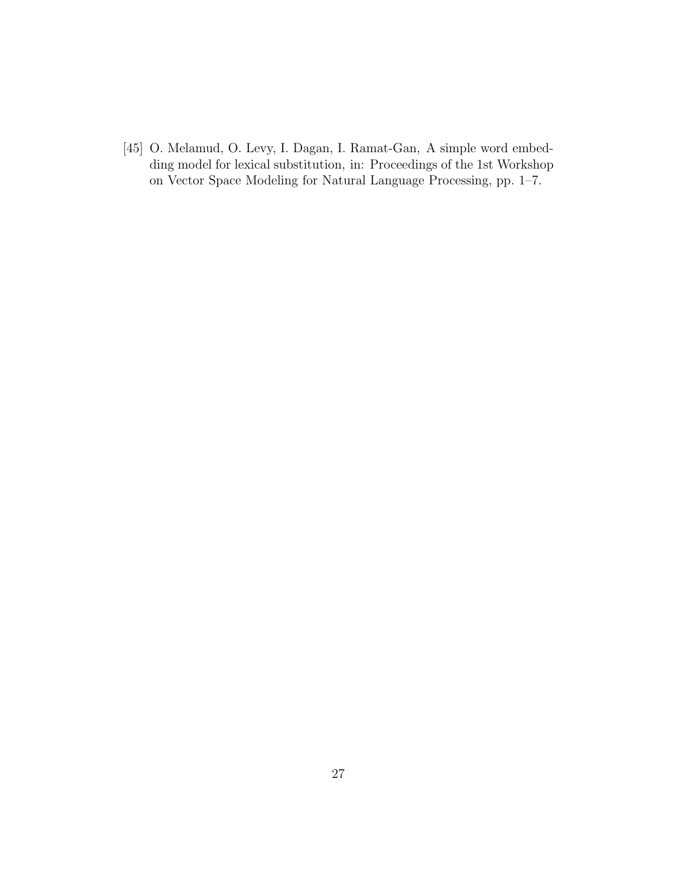[45] O. Melamud, O. Levy, I. Dagan, I. Ramat-Gan, A simple word embedding model for lexical substitution, in: Proceedings of the 1st Workshop on Vector Space Modeling for Natural Language Processing, pp. 1–7.